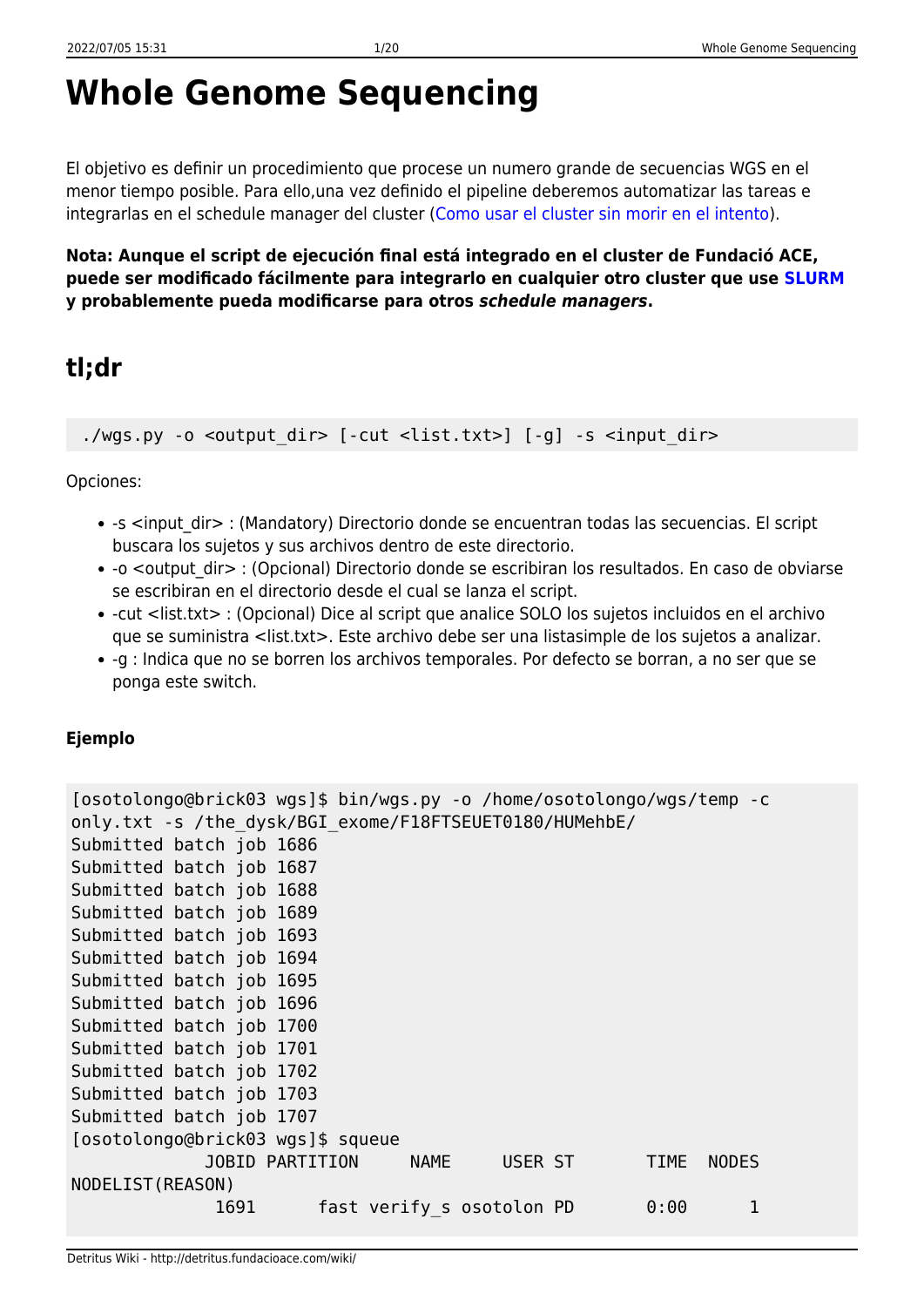# Whole Genome Sequencing

El objetivo es definir un procedimiento que procese un numero grande de secuencias WGS en el menor tiempo posible. Para ello,una vez definido el pipeline deberemos automatizar las tareas e integrarlas en el schedule manager del cluster (Como usar el cluster sin morir en el intento).

**Nota: Aunque el script de ejecución final está integrado en el cluster de Fundació ACE, puede ser modificado fácilmente para integrarlo en cualquier otro cluster que use SLURM y probablemente pueda modificarse para otros *schedule managers*.**

## tl;dr

```
./wgs.py -o <output_dir> [-cut <list.txt>] [-g] -s <input_dir>
```

Opciones:

- -s <input_dir> : (Mandatory) Directorio donde se encuentran todas las secuencias. El script buscara los sujetos y sus archivos dentro de este directorio.
- -o <output_dir> : (Opcional) Directorio donde se escribiran los resultados. En caso de obviarse se escribiran en el directorio desde el cual se lanza el script.
- -cut <list.txt> : (Opcional) Dice al script que analice SOLO los sujetos incluidos en el archivo que se suministra <list.txt>. Este archivo debe ser una listasimple de los sujetos a analizar.
- -g : Indica que no se borren los archivos temporales. Por defecto se borran, a no ser que se ponga este switch.

### Ejemplo

```
[osotolongo@brick03 wgs]$ bin/wgs.py -o /home/osotolongo/wgs/temp -c
only.txt -s /the_dysk/BGI_exome/F18FTSEUET0180/HUMehbE/
Submitted batch job 1686
Submitted batch job 1687
Submitted batch job 1688
Submitted batch job 1689
Submitted batch job 1693
Submitted batch job 1694
Submitted batch job 1695
Submitted batch job 1696
Submitted batch job 1700
Submitted batch job 1701
Submitted batch job 1702
Submitted batch job 1703
Submitted batch job 1707
[osotolongo@brick03 wgs]$ squeue
             JOBID PARTITION     NAME     USER ST       TIME  NODES
NODELIST(REASON)
              1691      fast verify_s osotolon PD       0:00      1
```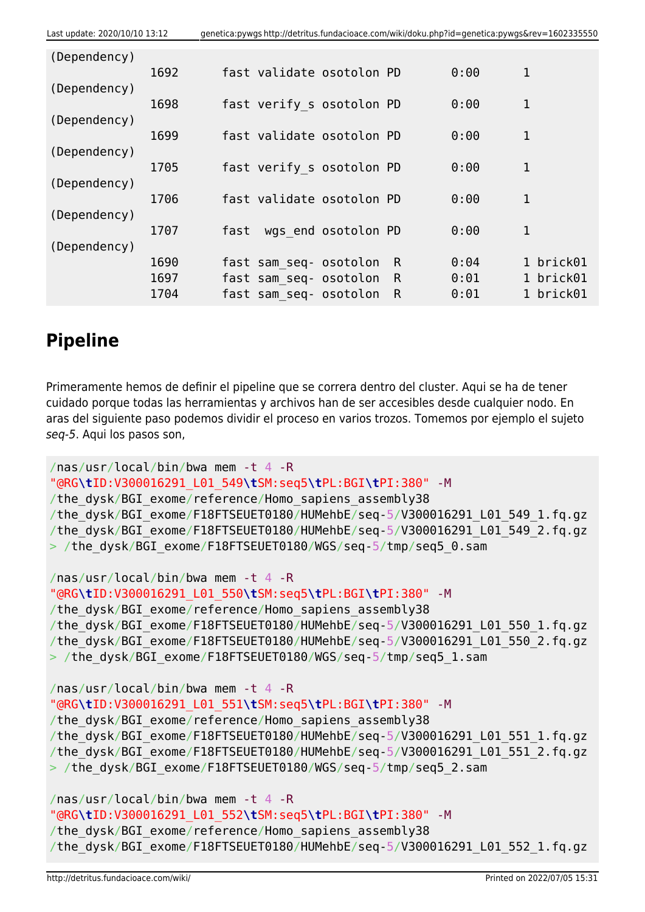```
(Dependency)
              1692      fast validate osotolon PD       0:00      1
(Dependency)
              1698      fast verify_s osotolon PD       0:00      1
(Dependency)
              1699      fast validate osotolon PD       0:00      1
(Dependency)
              1705      fast verify_s osotolon PD       0:00      1
(Dependency)
              1706      fast validate osotolon PD       0:00      1
(Dependency)
              1707      fast  wgs_end osotolon PD       0:00      1
(Dependency)
              1690      fast sam_seq- osotolon  R       0:04      1 brick01
              1697      fast sam_seq- osotolon  R       0:01      1 brick01
              1704      fast sam_seq- osotolon  R       0:01      1 brick01
```

## Pipeline

Primeramente hemos de definir el pipeline que se correra dentro del cluster. Aqui se ha de tener cuidado porque todas las herramientas y archivos han de ser accesibles desde cualquier nodo. En aras del siguiente paso podemos dividir el proceso en varios trozos. Tomemos por ejemplo el sujeto *seq-5*. Aqui los pasos son,

```
/nas/usr/local/bin/bwa mem -t 4 -R
"@RG\tID:V300016291_L01_549\tSM:seq5\tPL:BGI\tPI:380" -M
/the_dysk/BGI_exome/reference/Homo_sapiens_assembly38
/the_dysk/BGI_exome/F18FTSEUET0180/HUMehbE/seq-5/V300016291_L01_549_1.fq.gz
/the_dysk/BGI_exome/F18FTSEUET0180/HUMehbE/seq-5/V300016291_L01_549_2.fq.gz
> /the_dysk/BGI_exome/F18FTSEUET0180/WGS/seq-5/tmp/seq5_0.sam

/nas/usr/local/bin/bwa mem -t 4 -R
"@RG\tID:V300016291_L01_550\tSM:seq5\tPL:BGI\tPI:380" -M
/the_dysk/BGI_exome/reference/Homo_sapiens_assembly38
/the_dysk/BGI_exome/F18FTSEUET0180/HUMehbE/seq-5/V300016291_L01_550_1.fq.gz
/the_dysk/BGI_exome/F18FTSEUET0180/HUMehbE/seq-5/V300016291_L01_550_2.fq.gz
> /the_dysk/BGI_exome/F18FTSEUET0180/WGS/seq-5/tmp/seq5_1.sam

/nas/usr/local/bin/bwa mem -t 4 -R
"@RG\tID:V300016291_L01_551\tSM:seq5\tPL:BGI\tPI:380" -M
/the_dysk/BGI_exome/reference/Homo_sapiens_assembly38
/the_dysk/BGI_exome/F18FTSEUET0180/HUMehbE/seq-5/V300016291_L01_551_1.fq.gz
/the_dysk/BGI_exome/F18FTSEUET0180/HUMehbE/seq-5/V300016291_L01_551_2.fq.gz
> /the_dysk/BGI_exome/F18FTSEUET0180/WGS/seq-5/tmp/seq5_2.sam

/nas/usr/local/bin/bwa mem -t 4 -R
"@RG\tID:V300016291_L01_552\tSM:seq5\tPL:BGI\tPI:380" -M
/the_dysk/BGI_exome/reference/Homo_sapiens_assembly38
/the_dysk/BGI_exome/F18FTSEUET0180/HUMehbE/seq-5/V300016291_L01_552_1.fq.gz
```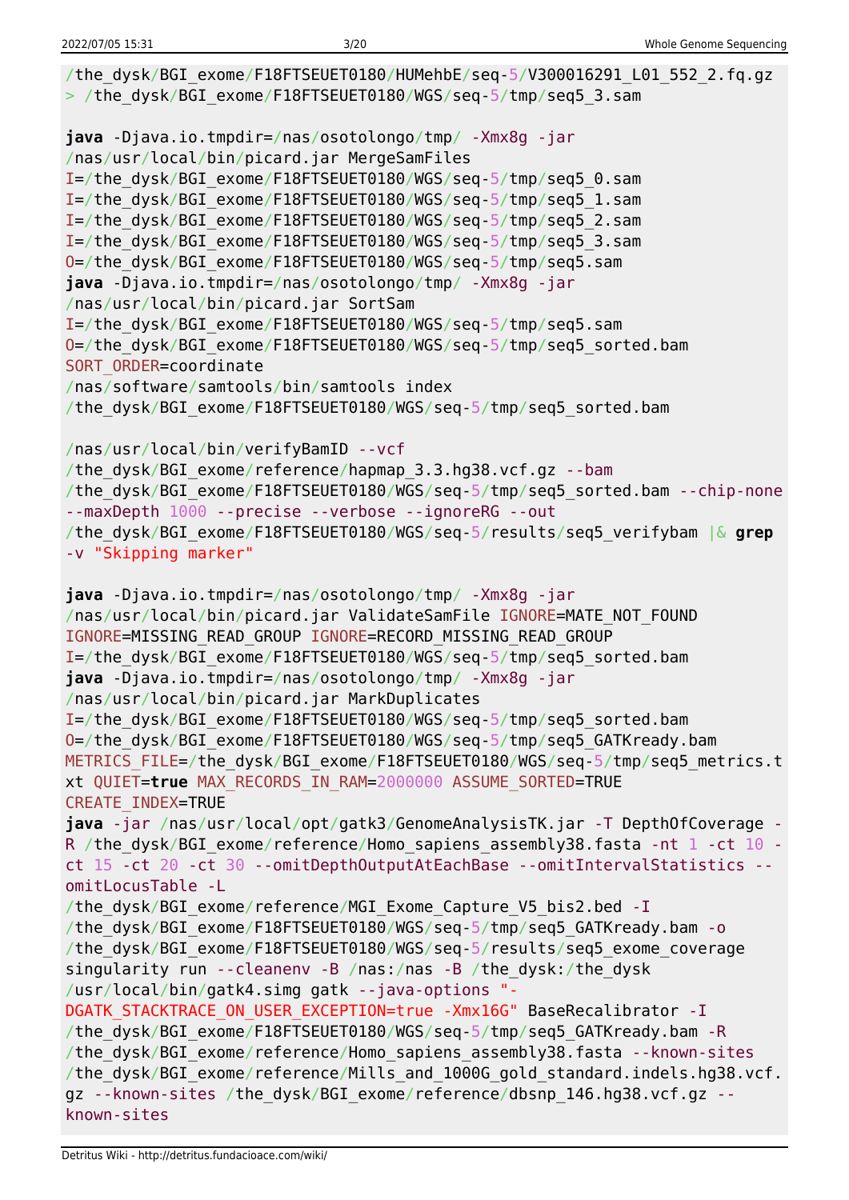```
/the_dysk/BGI_exome/F18FTSEUET0180/HUMehbE/seq-5/V300016291_L01_552_2.fq.gz
> /the_dysk/BGI_exome/F18FTSEUET0180/WGS/seq-5/tmp/seq5_3.sam

java -Djava.io.tmpdir=/nas/osotolongo/tmp/ -Xmx8g -jar
/nas/usr/local/bin/picard.jar MergeSamFiles
I=/the_dysk/BGI_exome/F18FTSEUET0180/WGS/seq-5/tmp/seq5_0.sam
I=/the_dysk/BGI_exome/F18FTSEUET0180/WGS/seq-5/tmp/seq5_1.sam
I=/the_dysk/BGI_exome/F18FTSEUET0180/WGS/seq-5/tmp/seq5_2.sam
I=/the_dysk/BGI_exome/F18FTSEUET0180/WGS/seq-5/tmp/seq5_3.sam
O=/the_dysk/BGI_exome/F18FTSEUET0180/WGS/seq-5/tmp/seq5.sam
java -Djava.io.tmpdir=/nas/osotolongo/tmp/ -Xmx8g -jar
/nas/usr/local/bin/picard.jar SortSam
I=/the_dysk/BGI_exome/F18FTSEUET0180/WGS/seq-5/tmp/seq5.sam
O=/the_dysk/BGI_exome/F18FTSEUET0180/WGS/seq-5/tmp/seq5_sorted.bam
SORT_ORDER=coordinate
/nas/software/samtools/bin/samtools index
/the_dysk/BGI_exome/F18FTSEUET0180/WGS/seq-5/tmp/seq5_sorted.bam

/nas/usr/local/bin/verifyBamID --vcf
/the_dysk/BGI_exome/reference/hapmap_3.3.hg38.vcf.gz --bam
/the_dysk/BGI_exome/F18FTSEUET0180/WGS/seq-5/tmp/seq5_sorted.bam --chip-none
--maxDepth 1000 --precise --verbose --ignoreRG --out
/the_dysk/BGI_exome/F18FTSEUET0180/WGS/seq-5/results/seq5_verifybam |& grep
-v "Skipping marker"

java -Djava.io.tmpdir=/nas/osotolongo/tmp/ -Xmx8g -jar
/nas/usr/local/bin/picard.jar ValidateSamFile IGNORE=MATE_NOT_FOUND
IGNORE=MISSING_READ_GROUP IGNORE=RECORD_MISSING_READ_GROUP
I=/the_dysk/BGI_exome/F18FTSEUET0180/WGS/seq-5/tmp/seq5_sorted.bam
java -Djava.io.tmpdir=/nas/osotolongo/tmp/ -Xmx8g -jar
/nas/usr/local/bin/picard.jar MarkDuplicates
I=/the_dysk/BGI_exome/F18FTSEUET0180/WGS/seq-5/tmp/seq5_sorted.bam
O=/the_dysk/BGI_exome/F18FTSEUET0180/WGS/seq-5/tmp/seq5_GATKready.bam
METRICS_FILE=/the_dysk/BGI_exome/F18FTSEUET0180/WGS/seq-5/tmp/seq5_metrics.t
xt QUIET=true MAX_RECORDS_IN_RAM=2000000 ASSUME_SORTED=TRUE
CREATE_INDEX=TRUE
java -jar /nas/usr/local/opt/gatk3/GenomeAnalysisTK.jar -T DepthOfCoverage -
R /the_dysk/BGI_exome/reference/Homo_sapiens_assembly38.fasta -nt 1 -ct 10 -
ct 15 -ct 20 -ct 30 --omitDepthOutputAtEachBase --omitIntervalStatistics --
omitLocusTable -L
/the_dysk/BGI_exome/reference/MGI_Exome_Capture_V5_bis2.bed -I
/the_dysk/BGI_exome/F18FTSEUET0180/WGS/seq-5/tmp/seq5_GATKready.bam -o
/the_dysk/BGI_exome/F18FTSEUET0180/WGS/seq-5/results/seq5_exome_coverage
singularity run --cleanenv -B /nas:/nas -B /the_dysk:/the_dysk
/usr/local/bin/gatk4.simg gatk --java-options "-
DGATK_STACKTRACE_ON_USER_EXCEPTION=true -Xmx16G" BaseRecalibrator -I
/the_dysk/BGI_exome/F18FTSEUET0180/WGS/seq-5/tmp/seq5_GATKready.bam -R
/the_dysk/BGI_exome/reference/Homo_sapiens_assembly38.fasta --known-sites
/the_dysk/BGI_exome/reference/Mills_and_1000G_gold_standard.indels.hg38.vcf.
gz --known-sites /the_dysk/BGI_exome/reference/dbsnp_146.hg38.vcf.gz --
known-sites
```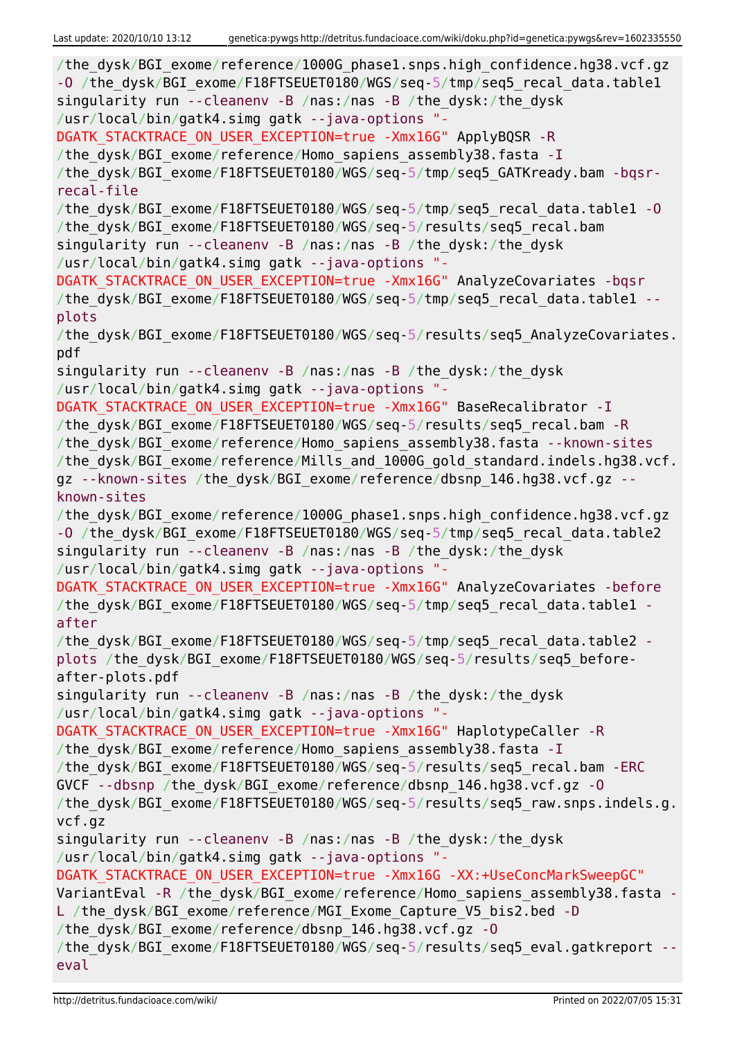```
/the_dysk/BGI_exome/reference/1000G_phase1.snps.high_confidence.hg38.vcf.gz
-O /the_dysk/BGI_exome/F18FTSEUET0180/WGS/seq-5/tmp/seq5_recal_data.table1
singularity run --cleanenv -B /nas:/nas -B /the_dysk:/the_dysk
/usr/local/bin/gatk4.simg gatk --java-options "-
DGATK_STACKTRACE_ON_USER_EXCEPTION=true -Xmx16G" ApplyBQSR -R
/the_dysk/BGI_exome/reference/Homo_sapiens_assembly38.fasta -I
/the_dysk/BGI_exome/F18FTSEUET0180/WGS/seq-5/tmp/seq5_GATKready.bam -bqsr-
recal-file
/the_dysk/BGI_exome/F18FTSEUET0180/WGS/seq-5/tmp/seq5_recal_data.table1 -O
/the_dysk/BGI_exome/F18FTSEUET0180/WGS/seq-5/results/seq5_recal.bam
singularity run --cleanenv -B /nas:/nas -B /the_dysk:/the_dysk
/usr/local/bin/gatk4.simg gatk --java-options "-
DGATK_STACKTRACE_ON_USER_EXCEPTION=true -Xmx16G" AnalyzeCovariates -bqsr
/the_dysk/BGI_exome/F18FTSEUET0180/WGS/seq-5/tmp/seq5_recal_data.table1 --
plots
/the_dysk/BGI_exome/F18FTSEUET0180/WGS/seq-5/results/seq5_AnalyzeCovariates.
pdf
singularity run --cleanenv -B /nas:/nas -B /the_dysk:/the_dysk
/usr/local/bin/gatk4.simg gatk --java-options "-
DGATK_STACKTRACE_ON_USER_EXCEPTION=true -Xmx16G" BaseRecalibrator -I
/the_dysk/BGI_exome/F18FTSEUET0180/WGS/seq-5/results/seq5_recal.bam -R
/the_dysk/BGI_exome/reference/Homo_sapiens_assembly38.fasta --known-sites
/the_dysk/BGI_exome/reference/Mills_and_1000G_gold_standard.indels.hg38.vcf.
gz --known-sites /the_dysk/BGI_exome/reference/dbsnp_146.hg38.vcf.gz --
known-sites
/the_dysk/BGI_exome/reference/1000G_phase1.snps.high_confidence.hg38.vcf.gz
-O /the_dysk/BGI_exome/F18FTSEUET0180/WGS/seq-5/tmp/seq5_recal_data.table2
singularity run --cleanenv -B /nas:/nas -B /the_dysk:/the_dysk
/usr/local/bin/gatk4.simg gatk --java-options "-
DGATK_STACKTRACE_ON_USER_EXCEPTION=true -Xmx16G" AnalyzeCovariates -before
/the_dysk/BGI_exome/F18FTSEUET0180/WGS/seq-5/tmp/seq5_recal_data.table1 -
after
/the_dysk/BGI_exome/F18FTSEUET0180/WGS/seq-5/tmp/seq5_recal_data.table2 -
plots /the_dysk/BGI_exome/F18FTSEUET0180/WGS/seq-5/results/seq5_before-
after-plots.pdf
singularity run --cleanenv -B /nas:/nas -B /the_dysk:/the_dysk
/usr/local/bin/gatk4.simg gatk --java-options "-
DGATK_STACKTRACE_ON_USER_EXCEPTION=true -Xmx16G" HaplotypeCaller -R
/the_dysk/BGI_exome/reference/Homo_sapiens_assembly38.fasta -I
/the_dysk/BGI_exome/F18FTSEUET0180/WGS/seq-5/results/seq5_recal.bam -ERC
GVCF --dbsnp /the_dysk/BGI_exome/reference/dbsnp_146.hg38.vcf.gz -O
/the_dysk/BGI_exome/F18FTSEUET0180/WGS/seq-5/results/seq5_raw.snps.indels.g.
vcf.gz
singularity run --cleanenv -B /nas:/nas -B /the_dysk:/the_dysk
/usr/local/bin/gatk4.simg gatk --java-options "-
DGATK_STACKTRACE_ON_USER_EXCEPTION=true -Xmx16G -XX:+UseConcMarkSweepGC"
VariantEval -R /the_dysk/BGI_exome/reference/Homo_sapiens_assembly38.fasta -
L /the_dysk/BGI_exome/reference/MGI_Exome_Capture_V5_bis2.bed -D
/the_dysk/BGI_exome/reference/dbsnp_146.hg38.vcf.gz -O
/the_dysk/BGI_exome/F18FTSEUET0180/WGS/seq-5/results/seq5_eval.gatkreport --
eval
```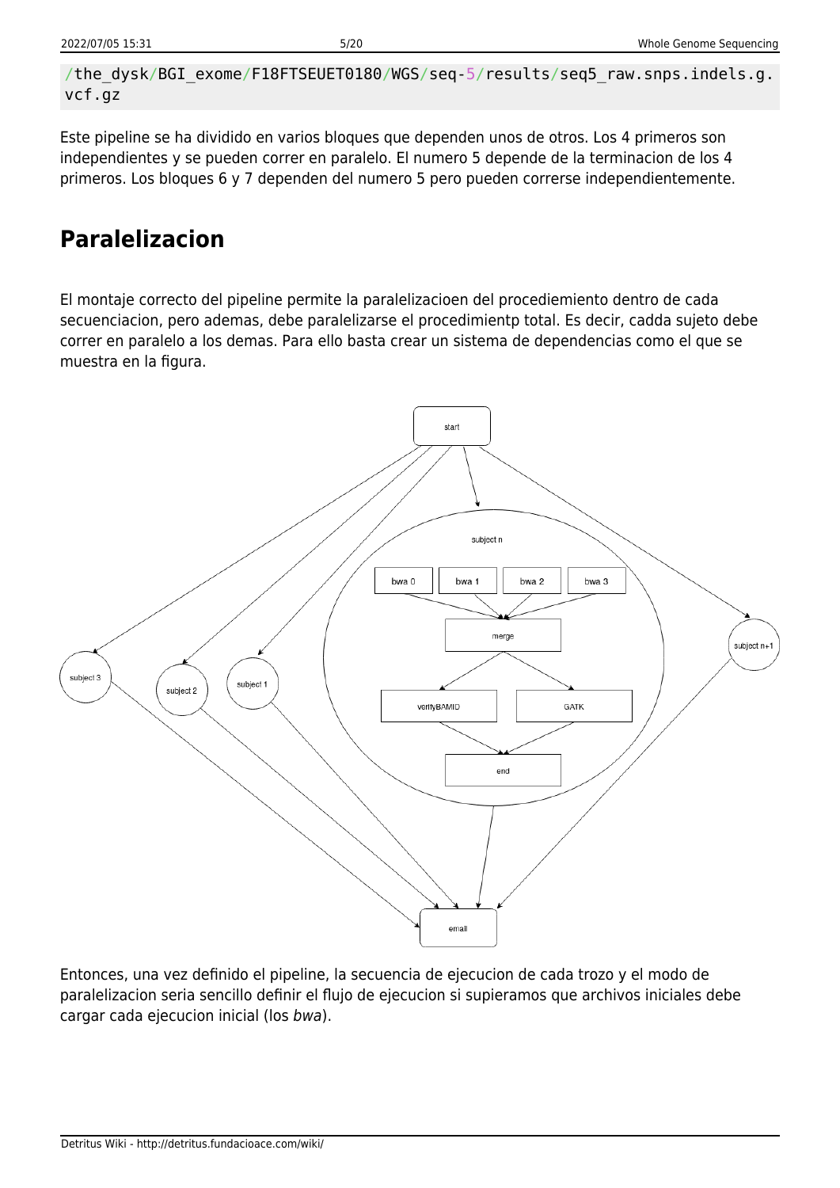```
/the_dysk/BGI_exome/F18FTSEUET0180/WGS/seq-5/results/seq5_raw.snps.indels.g.vcf.gz
```

Este pipeline se ha dividido en varios bloques que dependen unos de otros. Los 4 primeros son independientes y se pueden correr en paralelo. El numero 5 depende de la terminacion de los 4 primeros. Los bloques 6 y 7 dependen del numero 5 pero pueden correrse independientemente.

## Paralelizacion

El montaje correcto del pipeline permite la paralelizacioen del procediemiento dentro de cada secuenciacion, pero ademas, debe paralelizarse el procedimientp total. Es decir, cadda sujeto debe correr en paralelo a los demas. Para ello basta crear un sistema de dependencias como el que se muestra en la figura.

Entonces, una vez definido el pipeline, la secuencia de ejecucion de cada trozo y el modo de paralelizacion seria sencillo definir el flujo de ejecucion si supieramos que archivos iniciales debe cargar cada ejecucion inicial (los *bwa*).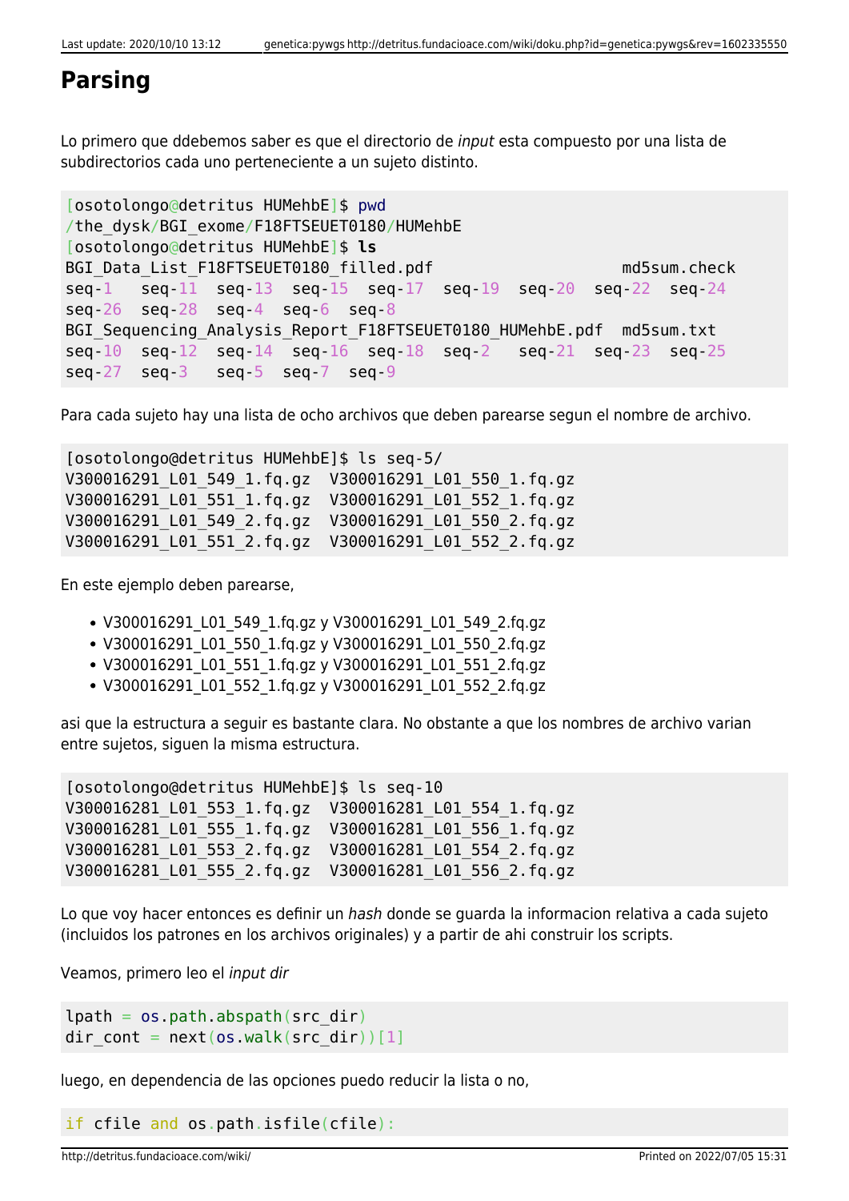## Parsing

Lo primero que ddebemos saber es que el directorio de *input* esta compuesto por una lista de subdirectorios cada uno perteneciente a un sujeto distinto.

```
[osotolongo@detritus HUMehbE]$ pwd
/the_dysk/BGI_exome/F18FTSEUET0180/HUMehbE
[osotolongo@detritus HUMehbE]$ ls
BGI_Data_List_F18FTSEUET0180_filled.pdf                    md5sum.check
seq-1   seq-11  seq-13  seq-15  seq-17  seq-19  seq-20  seq-22  seq-24
seq-26  seq-28  seq-4  seq-6  seq-8
BGI_Sequencing_Analysis_Report_F18FTSEUET0180_HUMehbE.pdf  md5sum.txt
seq-10  seq-12  seq-14  seq-16  seq-18  seq-2   seq-21  seq-23  seq-25
seq-27  seq-3   seq-5  seq-7  seq-9
```

Para cada sujeto hay una lista de ocho archivos que deben parearse segun el nombre de archivo.

```
[osotolongo@detritus HUMehbE]$ ls seq-5/
V300016291_L01_549_1.fq.gz  V300016291_L01_550_1.fq.gz
V300016291_L01_551_1.fq.gz  V300016291_L01_552_1.fq.gz
V300016291_L01_549_2.fq.gz  V300016291_L01_550_2.fq.gz
V300016291_L01_551_2.fq.gz  V300016291_L01_552_2.fq.gz
```

En este ejemplo deben parearse,

- V300016291_L01_549_1.fq.gz y V300016291_L01_549_2.fq.gz
- V300016291_L01_550_1.fq.gz y V300016291_L01_550_2.fq.gz
- V300016291_L01_551_1.fq.gz y V300016291_L01_551_2.fq.gz
- V300016291_L01_552_1.fq.gz y V300016291_L01_552_2.fq.gz

asi que la estructura a seguir es bastante clara. No obstante a que los nombres de archivo varian entre sujetos, siguen la misma estructura.

```
[osotolongo@detritus HUMehbE]$ ls seq-10
V300016281_L01_553_1.fq.gz  V300016281_L01_554_1.fq.gz
V300016281_L01_555_1.fq.gz  V300016281_L01_556_1.fq.gz
V300016281_L01_553_2.fq.gz  V300016281_L01_554_2.fq.gz
V300016281_L01_555_2.fq.gz  V300016281_L01_556_2.fq.gz
```

Lo que voy hacer entonces es definir un *hash* donde se guarda la informacion relativa a cada sujeto (incluidos los patrones en los archivos originales) y a partir de ahi construir los scripts.

Veamos, primero leo el *input dir*

```
lpath = os.path.abspath(src_dir)
dir_cont = next(os.walk(src_dir))[1]
```

luego, en dependencia de las opciones puedo reducir la lista o no,

```
if cfile and os.path.isfile(cfile):
```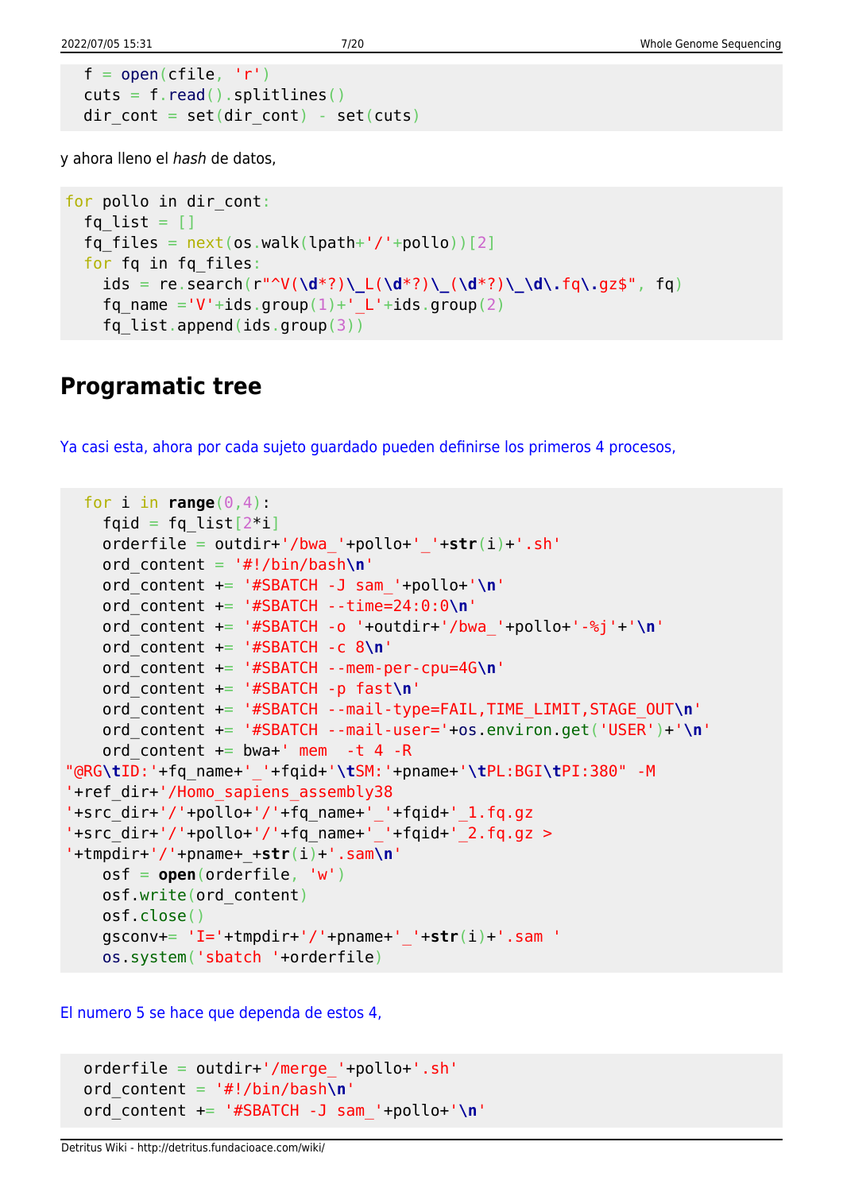```
  f = open(cfile, 'r')
  cuts = f.read().splitlines()
  dir_cont = set(dir_cont) - set(cuts)
```

y ahora lleno el *hash* de datos,

```
for pollo in dir_cont:
  fq_list = []
  fq_files = next(os.walk(lpath+'/'+pollo))[2]
  for fq in fq_files:
    ids = re.search(r"^V(\d*?)\_L(\d*?)\_(\d*?)\_\d\.fq\.gz$", fq)
    fq_name ='V'+ids.group(1)+'_L'+ids.group(2)
    fq_list.append(ids.group(3))
```

## Programatic tree

Ya casi esta, ahora por cada sujeto guardado pueden definirse los primeros 4 procesos,

```
  for i in range(0,4):
    fqid = fq_list[2*i]
    orderfile = outdir+'/bwa_'+pollo+'_'+str(i)+'.sh'
    ord_content = '#!/bin/bash\n'
    ord_content += '#SBATCH -J sam_'+pollo+'\n'
    ord_content += '#SBATCH --time=24:0:0\n'
    ord_content += '#SBATCH -o '+outdir+'/bwa_'+pollo+'-%j'+'\n'
    ord_content += '#SBATCH -c 8\n'
    ord_content += '#SBATCH --mem-per-cpu=4G\n'
    ord_content += '#SBATCH -p fast\n'
    ord_content += '#SBATCH --mail-type=FAIL,TIME_LIMIT,STAGE_OUT\n'
    ord_content += '#SBATCH --mail-user='+os.environ.get('USER')+'\n'
    ord_content += bwa+' mem  -t 4 -R
"@RG\tID:'+fq_name+'_'+fqid+'\tSM:'+pname+'\tPL:BGI\tPI:380" -M
'+ref_dir+'/Homo_sapiens_assembly38
'+src_dir+'/'+pollo+'/'+fq_name+'_'+fqid+'_1.fq.gz
'+src_dir+'/'+pollo+'/'+fq_name+'_'+fqid+'_2.fq.gz >
'+tmpdir+'/'+pname+_+str(i)+'.sam\n'
    osf = open(orderfile, 'w')
    osf.write(ord_content)
    osf.close()
    gsconv+= 'I='+tmpdir+'/'+pname+'_'+str(i)+'.sam '
    os.system('sbatch '+orderfile)
```

El numero 5 se hace que dependa de estos 4,

```
  orderfile = outdir+'/merge_'+pollo+'.sh'
  ord_content = '#!/bin/bash\n'
  ord_content += '#SBATCH -J sam_'+pollo+'\n'
```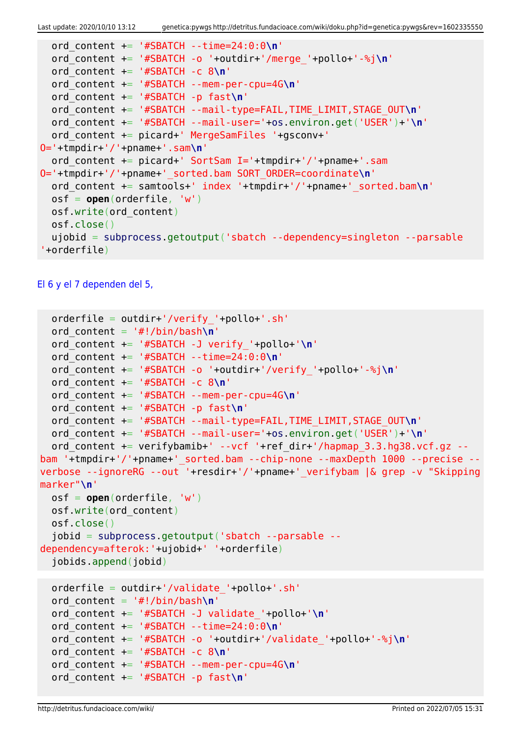```
  ord_content += '#SBATCH --time=24:0:0\n'
  ord_content += '#SBATCH -o '+outdir+'/merge_'+pollo+'-%j\n'
  ord_content += '#SBATCH -c 8\n'
  ord_content += '#SBATCH --mem-per-cpu=4G\n'
  ord_content += '#SBATCH -p fast\n'
  ord_content += '#SBATCH --mail-type=FAIL,TIME_LIMIT,STAGE_OUT\n'
  ord_content += '#SBATCH --mail-user='+os.environ.get('USER')+'\n'
  ord_content += picard+' MergeSamFiles '+gsconv+'
O='+tmpdir+'/'+pname+'.sam\n'
  ord_content += picard+' SortSam I='+tmpdir+'/'+pname+'.sam
O='+tmpdir+'/'+pname+'_sorted.bam SORT_ORDER=coordinate\n'
  ord_content += samtools+' index '+tmpdir+'/'+pname+'_sorted.bam\n'
  osf = open(orderfile, 'w')
  osf.write(ord_content)
  osf.close()
  ujobid = subprocess.getoutput('sbatch --dependency=singleton --parsable
'+orderfile)
```

El 6 y el 7 dependen del 5,

```
  orderfile = outdir+'/verify_'+pollo+'.sh'
  ord_content = '#!/bin/bash\n'
  ord_content += '#SBATCH -J verify_'+pollo+'\n'
  ord_content += '#SBATCH --time=24:0:0\n'
  ord_content += '#SBATCH -o '+outdir+'/verify_'+pollo+'-%j\n'
  ord_content += '#SBATCH -c 8\n'
  ord_content += '#SBATCH --mem-per-cpu=4G\n'
  ord_content += '#SBATCH -p fast\n'
  ord_content += '#SBATCH --mail-type=FAIL,TIME_LIMIT,STAGE_OUT\n'
  ord_content += '#SBATCH --mail-user='+os.environ.get('USER')+'\n'
  ord_content += verifybamib+' --vcf '+ref_dir+'/hapmap_3.3.hg38.vcf.gz --
bam '+tmpdir+'/'+pname+'_sorted.bam --chip-none --maxDepth 1000 --precise --
verbose --ignoreRG --out '+resdir+'/'+pname+'_verifybam |& grep -v "Skipping
marker"\n'
  osf = open(orderfile, 'w')
  osf.write(ord_content)
  osf.close()
  jobid = subprocess.getoutput('sbatch --parsable --
dependency=afterok:'+ujobid+' '+orderfile)
  jobids.append(jobid)
```

```
  orderfile = outdir+'/validate_'+pollo+'.sh'
  ord_content = '#!/bin/bash\n'
  ord_content += '#SBATCH -J validate_'+pollo+'\n'
  ord_content += '#SBATCH --time=24:0:0\n'
  ord_content += '#SBATCH -o '+outdir+'/validate_'+pollo+'-%j\n'
  ord_content += '#SBATCH -c 8\n'
  ord_content += '#SBATCH --mem-per-cpu=4G\n'
  ord_content += '#SBATCH -p fast\n'
```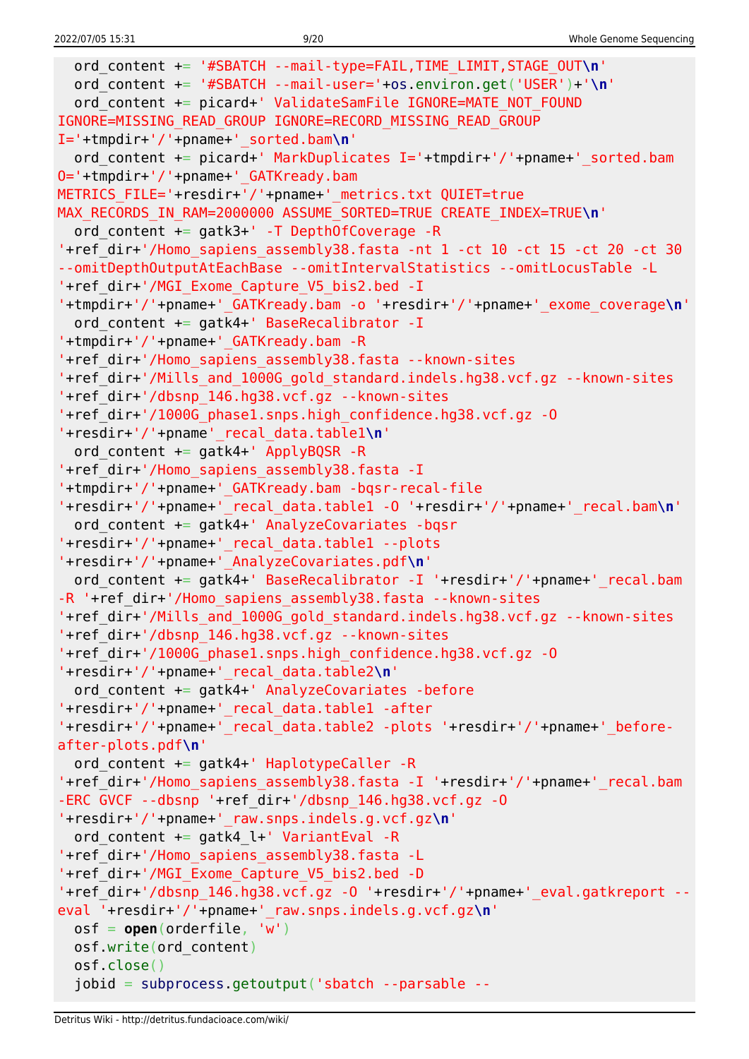```
  ord_content += '#SBATCH --mail-type=FAIL,TIME_LIMIT,STAGE_OUT\n'
  ord_content += '#SBATCH --mail-user='+os.environ.get('USER')+'\n'
  ord_content += picard+' ValidateSamFile IGNORE=MATE_NOT_FOUND
IGNORE=MISSING_READ_GROUP IGNORE=RECORD_MISSING_READ_GROUP
I='+tmpdir+'/'+pname+'_sorted.bam\n'
  ord_content += picard+' MarkDuplicates I='+tmpdir+'/'+pname+'_sorted.bam
O='+tmpdir+'/'+pname+'_GATKready.bam
METRICS_FILE='+resdir+'/'+pname+'_metrics.txt QUIET=true
MAX_RECORDS_IN_RAM=2000000 ASSUME_SORTED=TRUE CREATE_INDEX=TRUE\n'
  ord_content += gatk3+' -T DepthOfCoverage -R
'+ref_dir+'/Homo_sapiens_assembly38.fasta -nt 1 -ct 10 -ct 15 -ct 20 -ct 30
--omitDepthOutputAtEachBase --omitIntervalStatistics --omitLocusTable -L
'+ref_dir+'/MGI_Exome_Capture_V5_bis2.bed -I
'+tmpdir+'/'+pname+'_GATKready.bam -o '+resdir+'/'+pname+'_exome_coverage\n'
  ord_content += gatk4+' BaseRecalibrator -I
'+tmpdir+'/'+pname+'_GATKready.bam -R
'+ref_dir+'/Homo_sapiens_assembly38.fasta --known-sites
'+ref_dir+'/Mills_and_1000G_gold_standard.indels.hg38.vcf.gz --known-sites
'+ref_dir+'/dbsnp_146.hg38.vcf.gz --known-sites
'+ref_dir+'/1000G_phase1.snps.high_confidence.hg38.vcf.gz -O
'+resdir+'/'+pname'_recal_data.table1\n'
  ord_content += gatk4+' ApplyBQSR -R
'+ref_dir+'/Homo_sapiens_assembly38.fasta -I
'+tmpdir+'/'+pname+'_GATKready.bam -bqsr-recal-file
'+resdir+'/'+pname+'_recal_data.table1 -O '+resdir+'/'+pname+'_recal.bam\n'
  ord_content += gatk4+' AnalyzeCovariates -bqsr
'+resdir+'/'+pname+'_recal_data.table1 --plots
'+resdir+'/'+pname+'_AnalyzeCovariates.pdf\n'
  ord_content += gatk4+' BaseRecalibrator -I '+resdir+'/'+pname+'_recal.bam
-R '+ref_dir+'/Homo_sapiens_assembly38.fasta --known-sites
'+ref_dir+'/Mills_and_1000G_gold_standard.indels.hg38.vcf.gz --known-sites
'+ref_dir+'/dbsnp_146.hg38.vcf.gz --known-sites
'+ref_dir+'/1000G_phase1.snps.high_confidence.hg38.vcf.gz -O
'+resdir+'/'+pname+'_recal_data.table2\n'
  ord_content += gatk4+' AnalyzeCovariates -before
'+resdir+'/'+pname+'_recal_data.table1 -after
'+resdir+'/'+pname+'_recal_data.table2 -plots '+resdir+'/'+pname+'_before-
after-plots.pdf\n'
  ord_content += gatk4+' HaplotypeCaller -R
'+ref_dir+'/Homo_sapiens_assembly38.fasta -I '+resdir+'/'+pname+'_recal.bam
-ERC GVCF --dbsnp '+ref_dir+'/dbsnp_146.hg38.vcf.gz -O
'+resdir+'/'+pname+'_raw.snps.indels.g.vcf.gz\n'
  ord_content += gatk4_l+' VariantEval -R
'+ref_dir+'/Homo_sapiens_assembly38.fasta -L
'+ref_dir+'/MGI_Exome_Capture_V5_bis2.bed -D
'+ref_dir+'/dbsnp_146.hg38.vcf.gz -O '+resdir+'/'+pname+'_eval.gatkreport --
eval '+resdir+'/'+pname+'_raw.snps.indels.g.vcf.gz\n'
  osf = open(orderfile, 'w')
  osf.write(ord_content)
  osf.close()
  jobid = subprocess.getoutput('sbatch --parsable --
```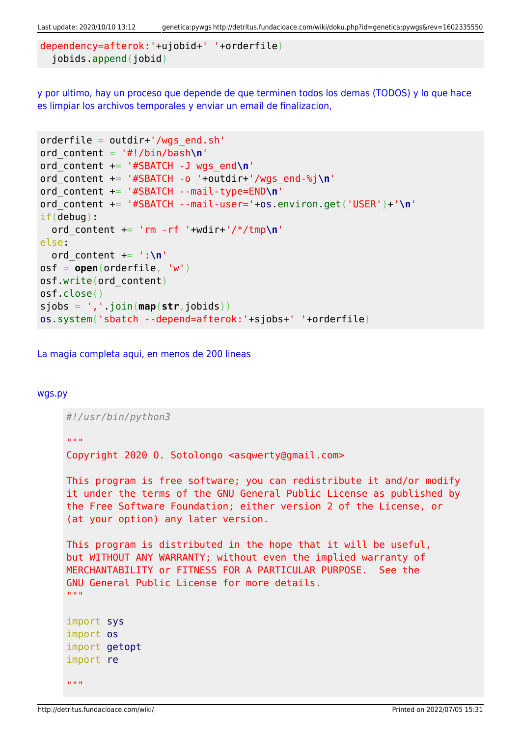```
dependency=afterok:'+ujobid+' '+orderfile)
  jobids.append(jobid)
```

y por ultimo, hay un proceso que depende de que terminen todos los demas (TODOS) y lo que hace es limpiar los archivos temporales y enviar un email de finalizacion,

```
orderfile = outdir+'/wgs_end.sh'
ord_content = '#!/bin/bash\n'
ord_content += '#SBATCH -J wgs_end\n'
ord_content += '#SBATCH -o '+outdir+'/wgs_end-%j\n'
ord_content += '#SBATCH --mail-type=END\n'
ord_content += '#SBATCH --mail-user='+os.environ.get('USER')+'\n'
if(debug):
  ord_content += 'rm -rf '+wdir+'/*/tmp\n'
else:
  ord_content += ':\n'
osf = open(orderfile, 'w')
osf.write(ord_content)
osf.close()
sjobs = ','.join(map(str,jobids))
os.system('sbatch --depend=afterok:'+sjobs+' '+orderfile)
```

La magia completa aqui, en menos de 200 lineas

wgs.py

```
#!/usr/bin/python3

"""
Copyright 2020 O. Sotolongo <asqwerty@gmail.com>

This program is free software; you can redistribute it and/or modify
it under the terms of the GNU General Public License as published by
the Free Software Foundation; either version 2 of the License, or
(at your option) any later version.

This program is distributed in the hope that it will be useful,
but WITHOUT ANY WARRANTY; without even the implied warranty of
MERCHANTABILITY or FITNESS FOR A PARTICULAR PURPOSE.  See the
GNU General Public License for more details.
"""

import sys
import os
import getopt
import re

"""
```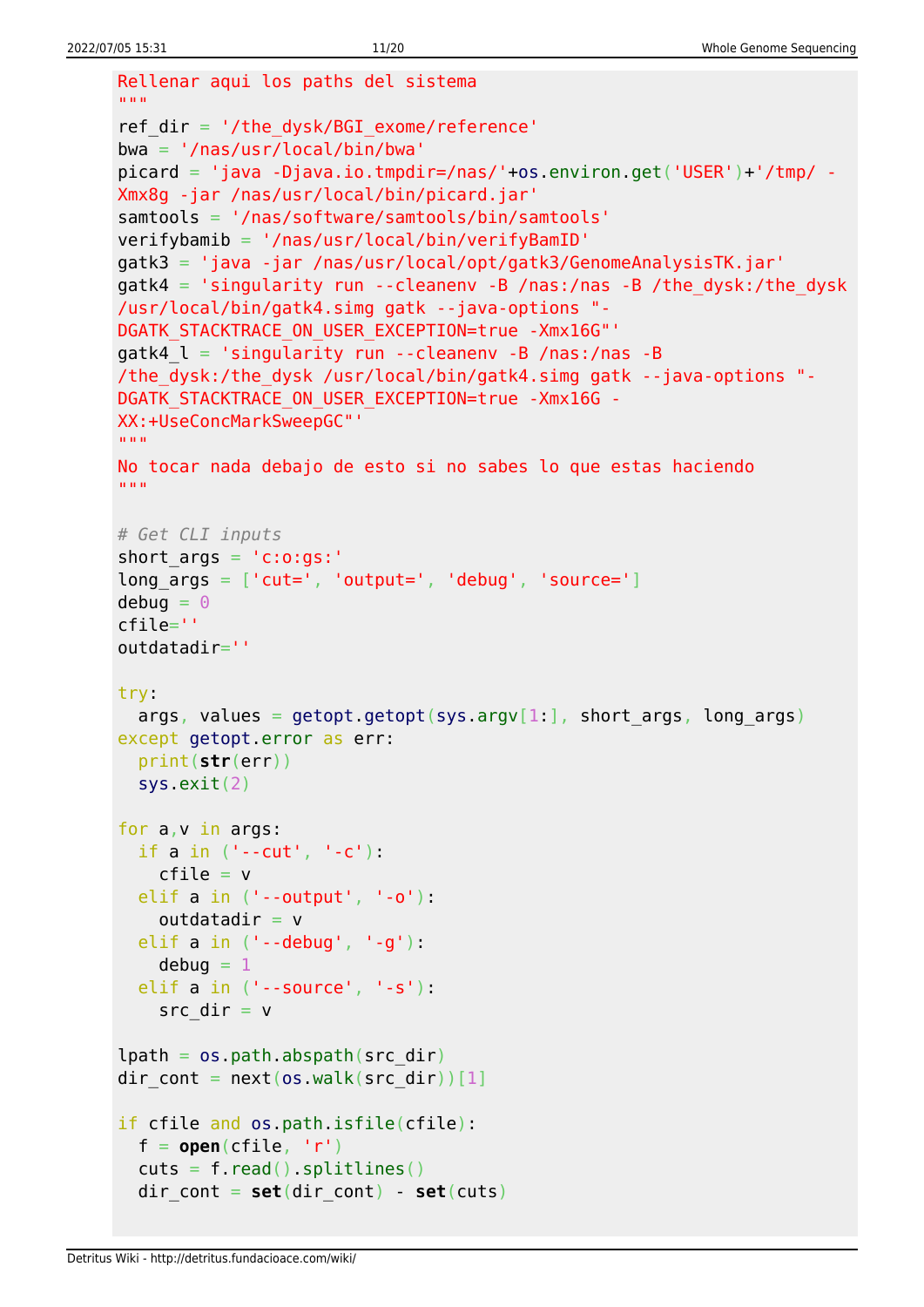```
Rellenar aqui los paths del sistema
"""
ref_dir = '/the_dysk/BGI_exome/reference'
bwa = '/nas/usr/local/bin/bwa'
picard = 'java -Djava.io.tmpdir=/nas/'+os.environ.get('USER')+'/tmp/ -Xmx8g -jar /nas/usr/local/bin/picard.jar'
samtools = '/nas/software/samtools/bin/samtools'
verifybamib = '/nas/usr/local/bin/verifyBamID'
gatk3 = 'java -jar /nas/usr/local/opt/gatk3/GenomeAnalysisTK.jar'
gatk4 = 'singularity run --cleanenv -B /nas:/nas -B /the_dysk:/the_dysk /usr/local/bin/gatk4.simg gatk --java-options "-DGATK_STACKTRACE_ON_USER_EXCEPTION=true -Xmx16G"'
gatk4_l = 'singularity run --cleanenv -B /nas:/nas -B /the_dysk:/the_dysk /usr/local/bin/gatk4.simg gatk --java-options "-DGATK_STACKTRACE_ON_USER_EXCEPTION=true -Xmx16G -XX:+UseConcMarkSweepGC"'
"""
No tocar nada debajo de esto si no sabes lo que estas haciendo
"""

# Get CLI inputs
short_args = 'c:o:gs:'
long_args = ['cut=', 'output=', 'debug', 'source=']
debug = 0
cfile=''
outdatadir=''

try:
  args, values = getopt.getopt(sys.argv[1:], short_args, long_args)
except getopt.error as err:
  print(str(err))
  sys.exit(2)

for a,v in args:
  if a in ('--cut', '-c'):
    cfile = v
  elif a in ('--output', '-o'):
    outdatadir = v
  elif a in ('--debug', '-g'):
    debug = 1
  elif a in ('--source', '-s'):
    src_dir = v

lpath = os.path.abspath(src_dir)
dir_cont = next(os.walk(src_dir))[1]

if cfile and os.path.isfile(cfile):
  f = open(cfile, 'r')
  cuts = f.read().splitlines()
  dir_cont = set(dir_cont) - set(cuts)
```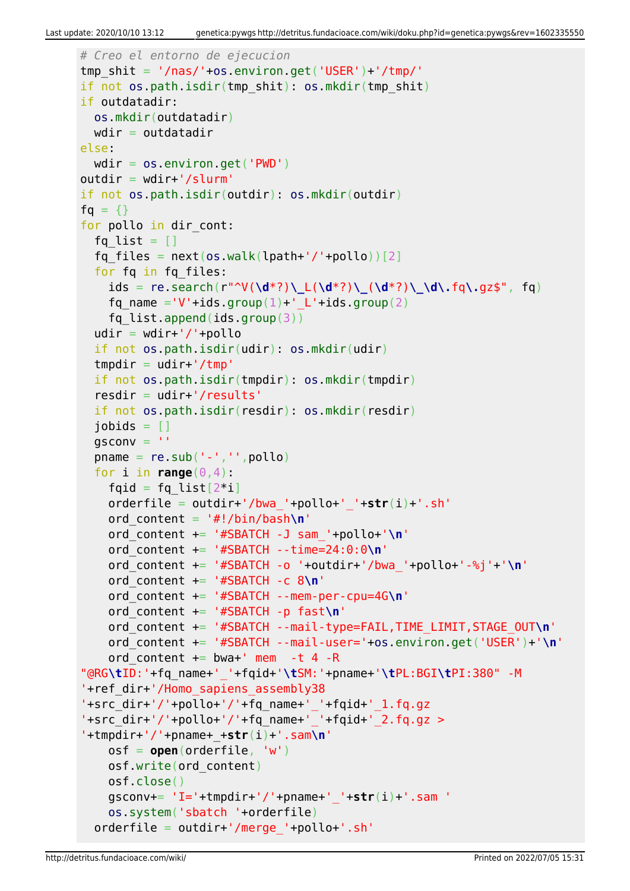```
# Creo el entorno de ejecucion
tmp_shit = '/nas/'+os.environ.get('USER')+'/tmp/'
if not os.path.isdir(tmp_shit): os.mkdir(tmp_shit)
if outdatadir:
  os.mkdir(outdatadir)
  wdir = outdatadir
else:
  wdir = os.environ.get('PWD')
outdir = wdir+'/slurm'
if not os.path.isdir(outdir): os.mkdir(outdir)
fq = {}
for pollo in dir_cont:
  fq_list = []
  fq_files = next(os.walk(lpath+'/'+pollo))[2]
  for fq in fq_files:
    ids = re.search(r"^V(\d*?)\_L(\d*?)\_(\d*?)\_\d\.fq\.gz$", fq)
    fq_name ='V'+ids.group(1)+'_L'+ids.group(2)
    fq_list.append(ids.group(3))
  udir = wdir+'/'+pollo
  if not os.path.isdir(udir): os.mkdir(udir)
  tmpdir = udir+'/tmp'
  if not os.path.isdir(tmpdir): os.mkdir(tmpdir)
  resdir = udir+'/results'
  if not os.path.isdir(resdir): os.mkdir(resdir)
  jobids = []
  gsconv = ''
  pname = re.sub('-','',pollo)
  for i in range(0,4):
    fqid = fq_list[2*i]
    orderfile = outdir+'/bwa_'+pollo+'_'+str(i)+'.sh'
    ord_content = '#!/bin/bash\n'
    ord_content += '#SBATCH -J sam_'+pollo+'\n'
    ord_content += '#SBATCH --time=24:0:0\n'
    ord_content += '#SBATCH -o '+outdir+'/bwa_'+pollo+'-%j'+'\n'
    ord_content += '#SBATCH -c 8\n'
    ord_content += '#SBATCH --mem-per-cpu=4G\n'
    ord_content += '#SBATCH -p fast\n'
    ord_content += '#SBATCH --mail-type=FAIL,TIME_LIMIT,STAGE_OUT\n'
    ord_content += '#SBATCH --mail-user='+os.environ.get('USER')+'\n'
    ord_content += bwa+' mem  -t 4 -R
"@RG\tID:'+fq_name+'_'+fqid+'\tSM:'+pname+'\tPL:BGI\tPI:380" -M
'+ref_dir+'/Homo_sapiens_assembly38
'+src_dir+'/'+pollo+'/'+fq_name+'_'+fqid+'_1.fq.gz
'+src_dir+'/'+pollo+'/'+fq_name+'_'+fqid+'_2.fq.gz >
'+tmpdir+'/'+pname+_+str(i)+'.sam\n'
    osf = open(orderfile, 'w')
    osf.write(ord_content)
    osf.close()
    gsconv+= 'I='+tmpdir+'/'+pname+'_'+str(i)+'.sam '
    os.system('sbatch '+orderfile)
  orderfile = outdir+'/merge_'+pollo+'.sh'
```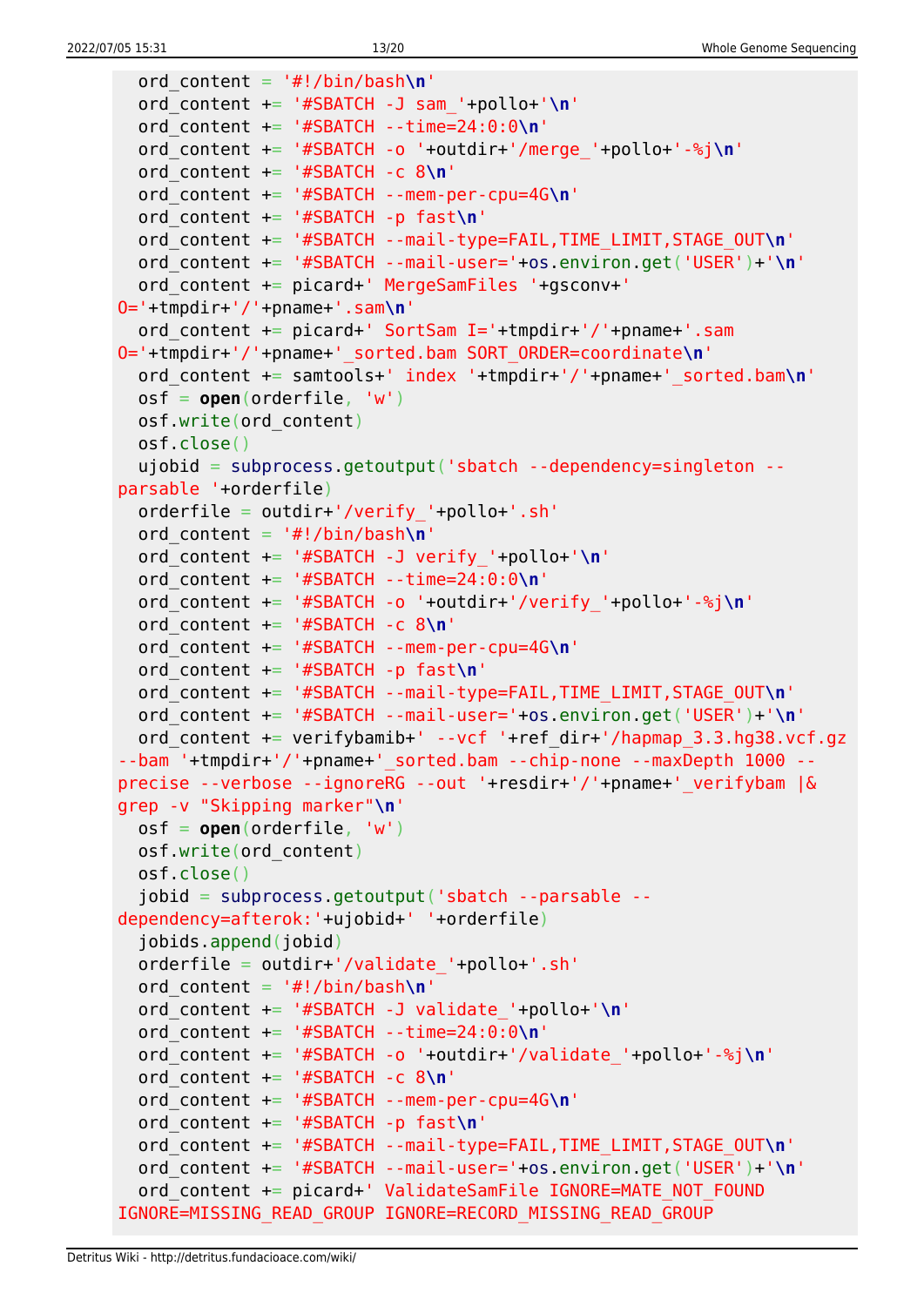```
  ord_content = '#!/bin/bash\n'
  ord_content += '#SBATCH -J sam_'+pollo+'\n'
  ord_content += '#SBATCH --time=24:0:0\n'
  ord_content += '#SBATCH -o '+outdir+'/merge_'+pollo+'-%j\n'
  ord_content += '#SBATCH -c 8\n'
  ord_content += '#SBATCH --mem-per-cpu=4G\n'
  ord_content += '#SBATCH -p fast\n'
  ord_content += '#SBATCH --mail-type=FAIL,TIME_LIMIT,STAGE_OUT\n'
  ord_content += '#SBATCH --mail-user='+os.environ.get('USER')+'\n'
  ord_content += picard+' MergeSamFiles '+gsconv+'
O='+tmpdir+'/'+pname+'.sam\n'
  ord_content += picard+' SortSam I='+tmpdir+'/'+pname+'.sam
O='+tmpdir+'/'+pname+'_sorted.bam SORT_ORDER=coordinate\n'
  ord_content += samtools+' index '+tmpdir+'/'+pname+'_sorted.bam\n'
  osf = open(orderfile, 'w')
  osf.write(ord_content)
  osf.close()
  ujobid = subprocess.getoutput('sbatch --dependency=singleton --
parsable '+orderfile)
  orderfile = outdir+'/verify_'+pollo+'.sh'
  ord_content = '#!/bin/bash\n'
  ord_content += '#SBATCH -J verify_'+pollo+'\n'
  ord_content += '#SBATCH --time=24:0:0\n'
  ord_content += '#SBATCH -o '+outdir+'/verify_'+pollo+'-%j\n'
  ord_content += '#SBATCH -c 8\n'
  ord_content += '#SBATCH --mem-per-cpu=4G\n'
  ord_content += '#SBATCH -p fast\n'
  ord_content += '#SBATCH --mail-type=FAIL,TIME_LIMIT,STAGE_OUT\n'
  ord_content += '#SBATCH --mail-user='+os.environ.get('USER')+'\n'
  ord_content += verifybamib+' --vcf '+ref_dir+'/hapmap_3.3.hg38.vcf.gz
--bam '+tmpdir+'/'+pname+'_sorted.bam --chip-none --maxDepth 1000 --
precise --verbose --ignoreRG --out '+resdir+'/'+pname+'_verifybam |&
grep -v "Skipping marker"\n'
  osf = open(orderfile, 'w')
  osf.write(ord_content)
  osf.close()
  jobid = subprocess.getoutput('sbatch --parsable --
dependency=afterok:'+ujobid+' '+orderfile)
  jobids.append(jobid)
  orderfile = outdir+'/validate_'+pollo+'.sh'
  ord_content = '#!/bin/bash\n'
  ord_content += '#SBATCH -J validate_'+pollo+'\n'
  ord_content += '#SBATCH --time=24:0:0\n'
  ord_content += '#SBATCH -o '+outdir+'/validate_'+pollo+'-%j\n'
  ord_content += '#SBATCH -c 8\n'
  ord_content += '#SBATCH --mem-per-cpu=4G\n'
  ord_content += '#SBATCH -p fast\n'
  ord_content += '#SBATCH --mail-type=FAIL,TIME_LIMIT,STAGE_OUT\n'
  ord_content += '#SBATCH --mail-user='+os.environ.get('USER')+'\n'
  ord_content += picard+' ValidateSamFile IGNORE=MATE_NOT_FOUND
IGNORE=MISSING_READ_GROUP IGNORE=RECORD_MISSING_READ_GROUP
```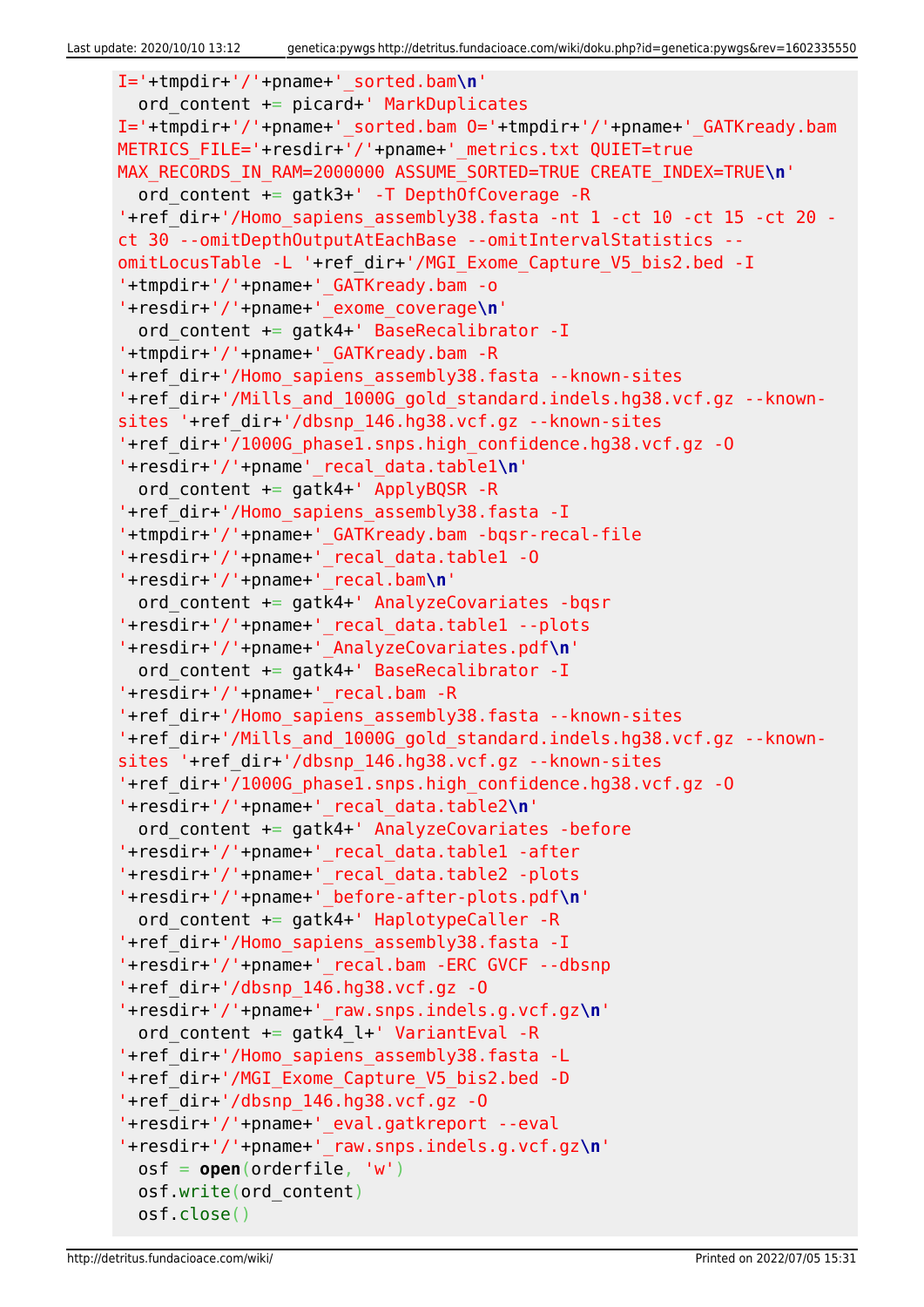```
I='+tmpdir+'/'+pname+'_sorted.bam\n'
  ord_content += picard+' MarkDuplicates
I='+tmpdir+'/'+pname+'_sorted.bam O='+tmpdir+'/'+pname+'_GATKready.bam
METRICS_FILE='+resdir+'/'+pname+'_metrics.txt QUIET=true
MAX_RECORDS_IN_RAM=2000000 ASSUME_SORTED=TRUE CREATE_INDEX=TRUE\n'
  ord_content += gatk3+' -T DepthOfCoverage -R
'+ref_dir+'/Homo_sapiens_assembly38.fasta -nt 1 -ct 10 -ct 15 -ct 20 -
ct 30 --omitDepthOutputAtEachBase --omitIntervalStatistics --
omitLocusTable -L '+ref_dir+'/MGI_Exome_Capture_V5_bis2.bed -I
'+tmpdir+'/'+pname+'_GATKready.bam -o
'+resdir+'/'+pname+'_exome_coverage\n'
  ord_content += gatk4+' BaseRecalibrator -I
'+tmpdir+'/'+pname+'_GATKready.bam -R
'+ref_dir+'/Homo_sapiens_assembly38.fasta --known-sites
'+ref_dir+'/Mills_and_1000G_gold_standard.indels.hg38.vcf.gz --known-
sites '+ref_dir+'/dbsnp_146.hg38.vcf.gz --known-sites
'+ref_dir+'/1000G_phase1.snps.high_confidence.hg38.vcf.gz -O
'+resdir+'/'+pname'_recal_data.table1\n'
  ord_content += gatk4+' ApplyBQSR -R
'+ref_dir+'/Homo_sapiens_assembly38.fasta -I
'+tmpdir+'/'+pname+'_GATKready.bam -bqsr-recal-file
'+resdir+'/'+pname+'_recal_data.table1 -O
'+resdir+'/'+pname+'_recal.bam\n'
  ord_content += gatk4+' AnalyzeCovariates -bqsr
'+resdir+'/'+pname+'_recal_data.table1 --plots
'+resdir+'/'+pname+'_AnalyzeCovariates.pdf\n'
  ord_content += gatk4+' BaseRecalibrator -I
'+resdir+'/'+pname+'_recal.bam -R
'+ref_dir+'/Homo_sapiens_assembly38.fasta --known-sites
'+ref_dir+'/Mills_and_1000G_gold_standard.indels.hg38.vcf.gz --known-
sites '+ref_dir+'/dbsnp_146.hg38.vcf.gz --known-sites
'+ref_dir+'/1000G_phase1.snps.high_confidence.hg38.vcf.gz -O
'+resdir+'/'+pname+'_recal_data.table2\n'
  ord_content += gatk4+' AnalyzeCovariates -before
'+resdir+'/'+pname+'_recal_data.table1 -after
'+resdir+'/'+pname+'_recal_data.table2 -plots
'+resdir+'/'+pname+'_before-after-plots.pdf\n'
  ord_content += gatk4+' HaplotypeCaller -R
'+ref_dir+'/Homo_sapiens_assembly38.fasta -I
'+resdir+'/'+pname+'_recal.bam -ERC GVCF --dbsnp
'+ref_dir+'/dbsnp_146.hg38.vcf.gz -O
'+resdir+'/'+pname+'_raw.snps.indels.g.vcf.gz\n'
  ord_content += gatk4_l+' VariantEval -R
'+ref_dir+'/Homo_sapiens_assembly38.fasta -L
'+ref_dir+'/MGI_Exome_Capture_V5_bis2.bed -D
'+ref_dir+'/dbsnp_146.hg38.vcf.gz -O
'+resdir+'/'+pname+'_eval.gatkreport --eval
'+resdir+'/'+pname+'_raw.snps.indels.g.vcf.gz\n'
  osf = open(orderfile, 'w')
  osf.write(ord_content)
  osf.close()
```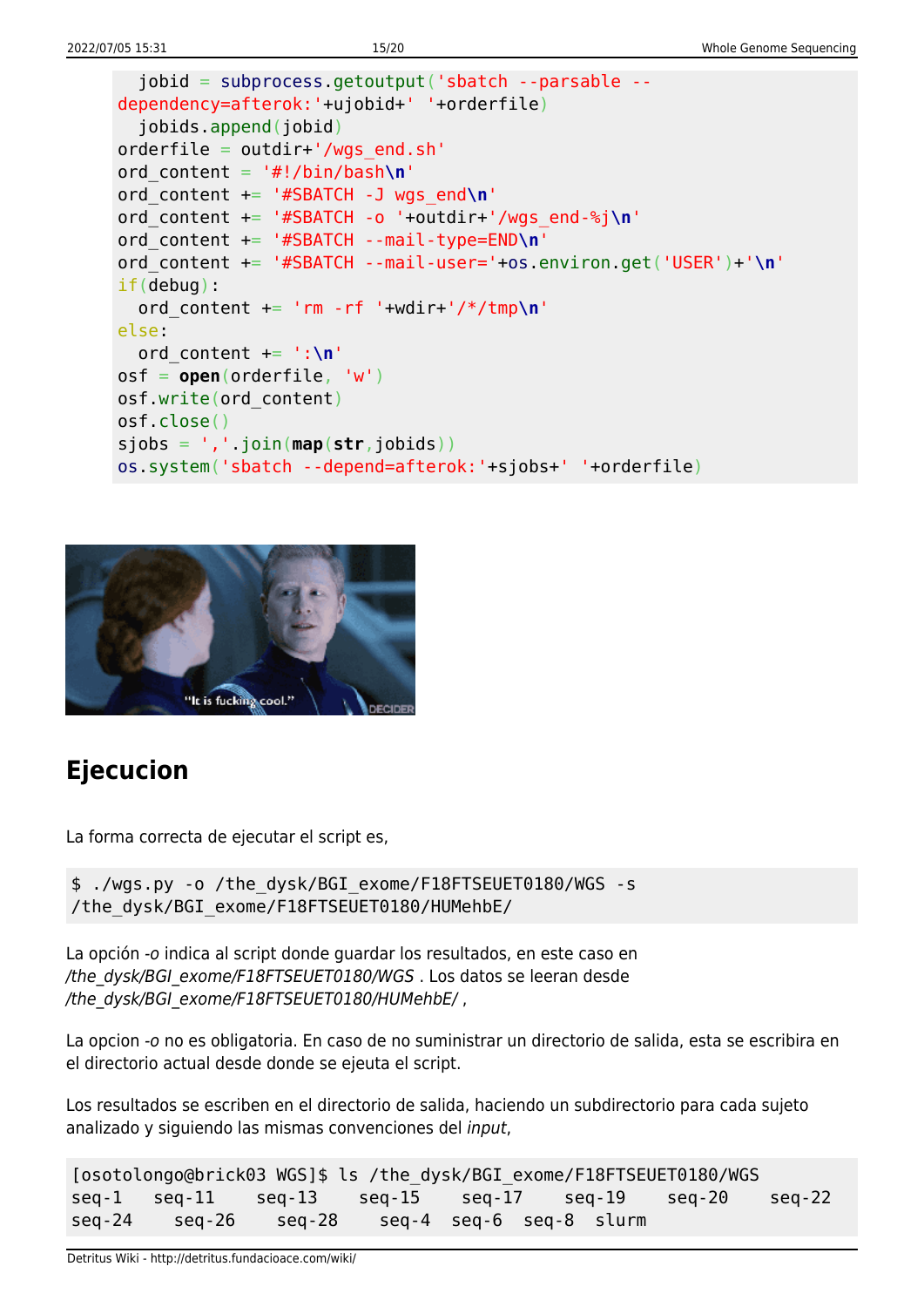```
  jobid = subprocess.getoutput('sbatch --parsable --dependency=afterok:'+ujobid+' '+orderfile)
  jobids.append(jobid)
orderfile = outdir+'/wgs_end.sh'
ord_content = '#!/bin/bash\n'
ord_content += '#SBATCH -J wgs_end\n'
ord_content += '#SBATCH -o '+outdir+'/wgs_end-%j\n'
ord_content += '#SBATCH --mail-type=END\n'
ord_content += '#SBATCH --mail-user='+os.environ.get('USER')+'\n'
if(debug):
  ord_content += 'rm -rf '+wdir+'/*/tmp\n'
else:
  ord_content += ':\n'
osf = open(orderfile, 'w')
osf.write(ord_content)
osf.close()
sjobs = ','.join(map(str,jobids))
os.system('sbatch --depend=afterok:'+sjobs+' '+orderfile)
```

## Ejecucion

La forma correcta de ejecutar el script es,

```
$ ./wgs.py -o /the_dysk/BGI_exome/F18FTSEUET0180/WGS -s /the_dysk/BGI_exome/F18FTSEUET0180/HUMehbE/
```

La opción *-o* indica al script donde guardar los resultados, en este caso en */the_dysk/BGI_exome/F18FTSEUET0180/WGS* . Los datos se leeran desde */the_dysk/BGI_exome/F18FTSEUET0180/HUMehbE/* ,

La opcion *-o* no es obligatoria. En caso de no suministrar un directorio de salida, esta se escribira en el directorio actual desde donde se ejeuta el script.

Los resultados se escriben en el directorio de salida, haciendo un subdirectorio para cada sujeto analizado y siguiendo las mismas convenciones del *input*,

```
[osotolongo@brick03 WGS]$ ls /the_dysk/BGI_exome/F18FTSEUET0180/WGS
seq-1   seq-11    seq-13    seq-15    seq-17    seq-19    seq-20    seq-22
seq-24    seq-26    seq-28    seq-4  seq-6  seq-8  slurm
```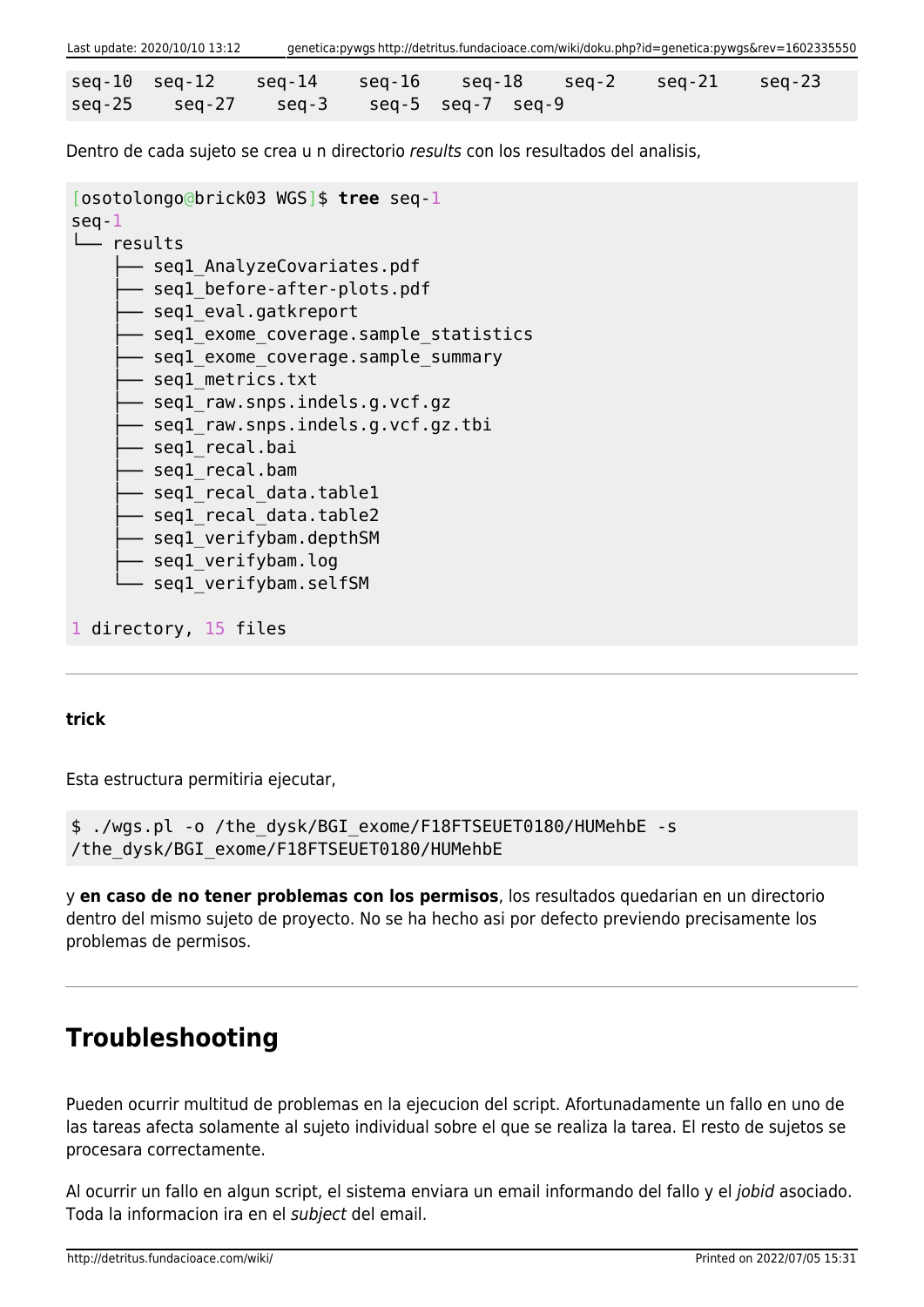```
seq-10  seq-12   seq-14   seq-16   seq-18   seq-2   seq-21   seq-23
seq-25   seq-27   seq-3   seq-5  seq-7  seq-9
```

Dentro de cada sujeto se crea u n directorio *results* con los resultados del analisis,

```
[osotolongo@brick03 WGS]$ tree seq-1
seq-1
└── results
    ├── seq1_AnalyzeCovariates.pdf
    ├── seq1_before-after-plots.pdf
    ├── seq1_eval.gatkreport
    ├── seq1_exome_coverage.sample_statistics
    ├── seq1_exome_coverage.sample_summary
    ├── seq1_metrics.txt
    ├── seq1_raw.snps.indels.g.vcf.gz
    ├── seq1_raw.snps.indels.g.vcf.gz.tbi
    ├── seq1_recal.bai
    ├── seq1_recal.bam
    ├── seq1_recal_data.table1
    ├── seq1_recal_data.table2
    ├── seq1_verifybam.depthSM
    ├── seq1_verifybam.log
    └── seq1_verifybam.selfSM

1 directory, 15 files
```

---

**trick**

Esta estructura permitiria ejecutar,

```
$ ./wgs.pl -o /the_dysk/BGI_exome/F18FTSEUET0180/HUMehbE -s
/the_dysk/BGI_exome/F18FTSEUET0180/HUMehbE
```

y **en caso de no tener problemas con los permisos**, los resultados quedarian en un directorio dentro del mismo sujeto de proyecto. No se ha hecho asi por defecto previendo precisamente los problemas de permisos.

---

## Troubleshooting

Pueden ocurrir multitud de problemas en la ejecucion del script. Afortunadamente un fallo en uno de las tareas afecta solamente al sujeto individual sobre el que se realiza la tarea. El resto de sujetos se procesara correctamente.

Al ocurrir un fallo en algun script, el sistema enviara un email informando del fallo y el *jobid* asociado. Toda la informacion ira en el *subject* del email.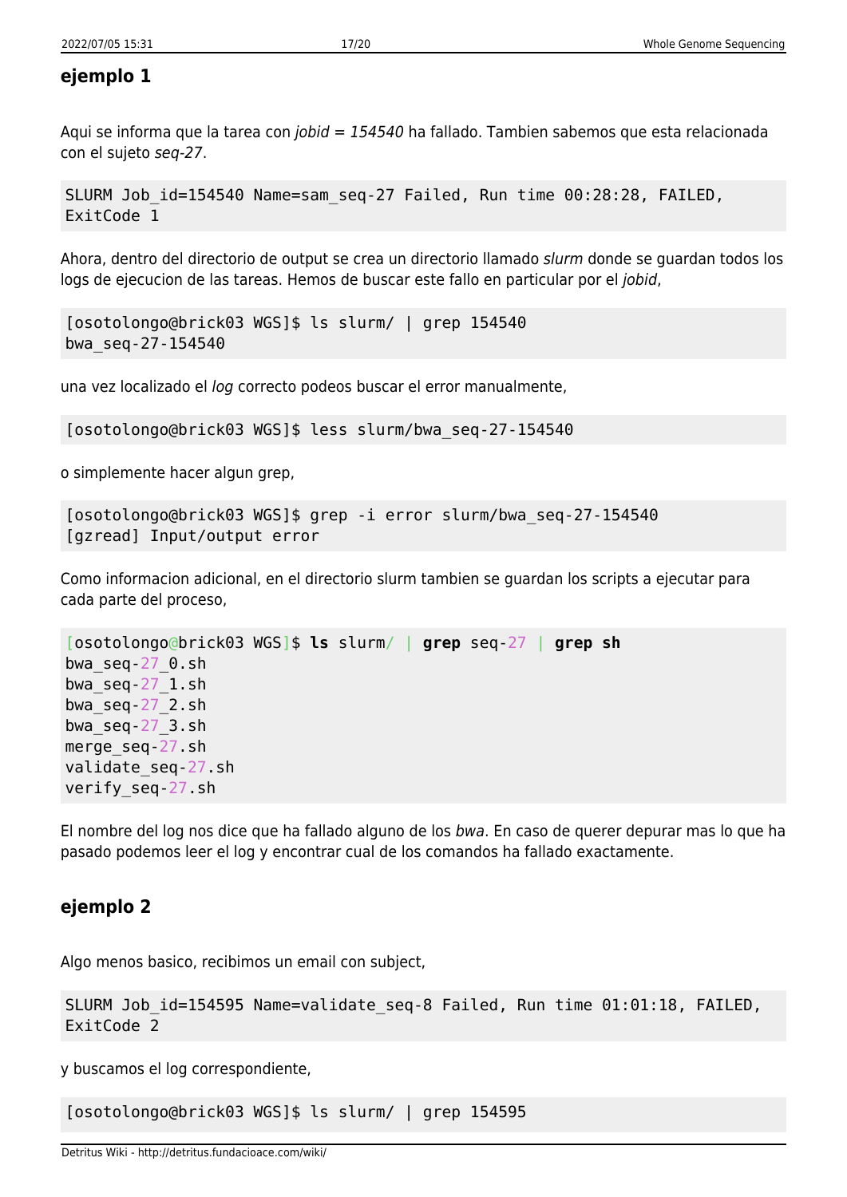### ejemplo 1

Aqui se informa que la tarea con *jobid = 154540* ha fallado. Tambien sabemos que esta relacionada con el sujeto *seq-27*.

```
SLURM Job_id=154540 Name=sam_seq-27 Failed, Run time 00:28:28, FAILED,
ExitCode 1
```

Ahora, dentro del directorio de output se crea un directorio llamado *slurm* donde se guardan todos los logs de ejecucion de las tareas. Hemos de buscar este fallo en particular por el *jobid*,

```
[osotolongo@brick03 WGS]$ ls slurm/ | grep 154540
bwa_seq-27-154540
```

una vez localizado el *log* correcto podeos buscar el error manualmente,

```
[osotolongo@brick03 WGS]$ less slurm/bwa_seq-27-154540
```

o simplemente hacer algun grep,

```
[osotolongo@brick03 WGS]$ grep -i error slurm/bwa_seq-27-154540
[gzread] Input/output error
```

Como informacion adicional, en el directorio slurm tambien se guardan los scripts a ejecutar para cada parte del proceso,

```
[osotolongo@brick03 WGS]$ ls slurm/ | grep seq-27 | grep sh
bwa_seq-27_0.sh
bwa_seq-27_1.sh
bwa_seq-27_2.sh
bwa_seq-27_3.sh
merge_seq-27.sh
validate_seq-27.sh
verify_seq-27.sh
```

El nombre del log nos dice que ha fallado alguno de los *bwa*. En caso de querer depurar mas lo que ha pasado podemos leer el log y encontrar cual de los comandos ha fallado exactamente.

### ejemplo 2

Algo menos basico, recibimos un email con subject,

```
SLURM Job_id=154595 Name=validate_seq-8 Failed, Run time 01:01:18, FAILED,
ExitCode 2
```

y buscamos el log correspondiente,

```
[osotolongo@brick03 WGS]$ ls slurm/ | grep 154595
```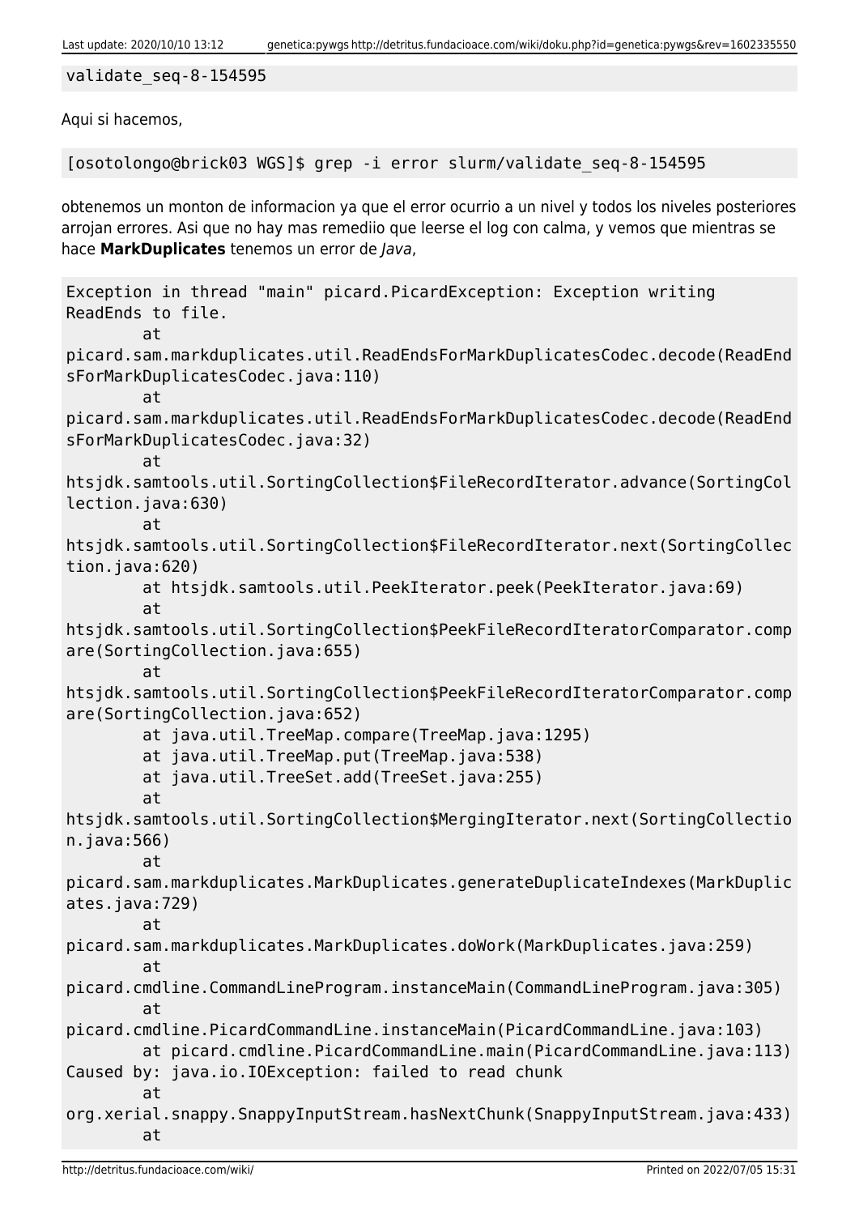```
validate_seq-8-154595
```

Aqui si hacemos,

```
[osotolongo@brick03 WGS]$ grep -i error slurm/validate_seq-8-154595
```

obtenemos un monton de informacion ya que el error ocurrio a un nivel y todos los niveles posteriores arrojan errores. Asi que no hay mas remediio que leerse el log con calma, y vemos que mientras se hace **MarkDuplicates** tenemos un error de *Java*,

```
Exception in thread "main" picard.PicardException: Exception writing 
ReadEnds to file.
        at 
picard.sam.markduplicates.util.ReadEndsForMarkDuplicatesCodec.decode(ReadEndsForMarkDuplicatesCodec.java:110)
        at 
picard.sam.markduplicates.util.ReadEndsForMarkDuplicatesCodec.decode(ReadEndsForMarkDuplicatesCodec.java:32)
        at 
htsjdk.samtools.util.SortingCollection$FileRecordIterator.advance(SortingCollection.java:630)
        at 
htsjdk.samtools.util.SortingCollection$FileRecordIterator.next(SortingCollection.java:620)
        at htsjdk.samtools.util.PeekIterator.peek(PeekIterator.java:69)
        at 
htsjdk.samtools.util.SortingCollection$PeekFileRecordIteratorComparator.compare(SortingCollection.java:655)
        at 
htsjdk.samtools.util.SortingCollection$PeekFileRecordIteratorComparator.compare(SortingCollection.java:652)
        at java.util.TreeMap.compare(TreeMap.java:1295)
        at java.util.TreeMap.put(TreeMap.java:538)
        at java.util.TreeSet.add(TreeSet.java:255)
        at 
htsjdk.samtools.util.SortingCollection$MergingIterator.next(SortingCollection.java:566)
        at 
picard.sam.markduplicates.MarkDuplicates.generateDuplicateIndexes(MarkDuplicates.java:729)
        at 
picard.sam.markduplicates.MarkDuplicates.doWork(MarkDuplicates.java:259)
        at 
picard.cmdline.CommandLineProgram.instanceMain(CommandLineProgram.java:305)
        at 
picard.cmdline.PicardCommandLine.instanceMain(PicardCommandLine.java:103)
        at picard.cmdline.PicardCommandLine.main(PicardCommandLine.java:113)
Caused by: java.io.IOException: failed to read chunk
        at 
org.xerial.snappy.SnappyInputStream.hasNextChunk(SnappyInputStream.java:433)
        at 
```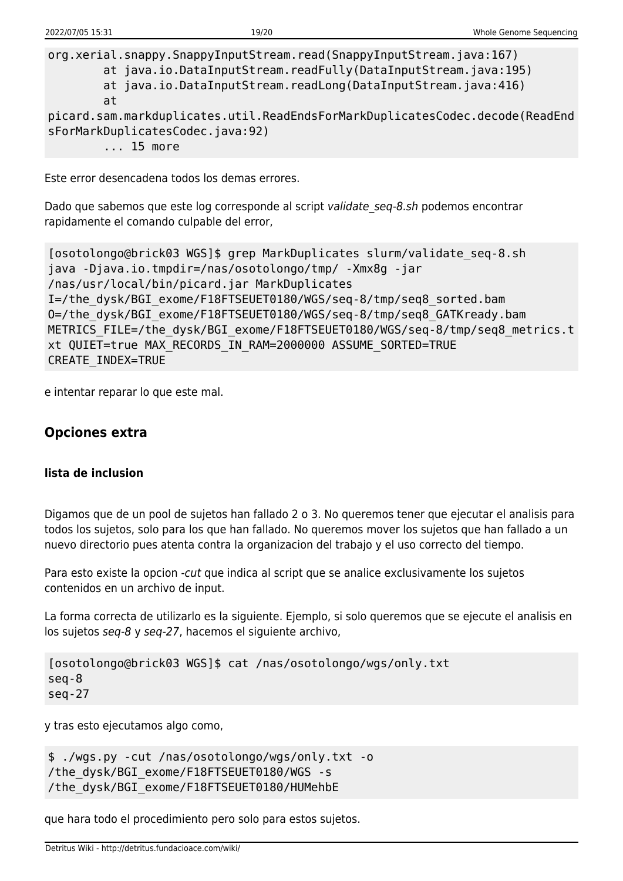```
org.xerial.snappy.SnappyInputStream.read(SnappyInputStream.java:167)
        at java.io.DataInputStream.readFully(DataInputStream.java:195)
        at java.io.DataInputStream.readLong(DataInputStream.java:416)
        at
picard.sam.markduplicates.util.ReadEndsForMarkDuplicatesCodec.decode(ReadEndsForMarkDuplicatesCodec.java:92)
        ... 15 more
```

Este error desencadena todos los demas errores.

Dado que sabemos que este log corresponde al script *validate_seq-8.sh* podemos encontrar rapidamente el comando culpable del error,

```
[osotolongo@brick03 WGS]$ grep MarkDuplicates slurm/validate_seq-8.sh
java -Djava.io.tmpdir=/nas/osotolongo/tmp/ -Xmx8g -jar
/nas/usr/local/bin/picard.jar MarkDuplicates
I=/the_dysk/BGI_exome/F18FTSEUET0180/WGS/seq-8/tmp/seq8_sorted.bam
O=/the_dysk/BGI_exome/F18FTSEUET0180/WGS/seq-8/tmp/seq8_GATKready.bam
METRICS_FILE=/the_dysk/BGI_exome/F18FTSEUET0180/WGS/seq-8/tmp/seq8_metrics.txt QUIET=true MAX_RECORDS_IN_RAM=2000000 ASSUME_SORTED=TRUE
CREATE_INDEX=TRUE
```

e intentar reparar lo que este mal.

## Opciones extra

### lista de inclusion

Digamos que de un pool de sujetos han fallado 2 o 3. No queremos tener que ejecutar el analisis para todos los sujetos, solo para los que han fallado. No queremos mover los sujetos que han fallado a un nuevo directorio pues atenta contra la organizacion del trabajo y el uso correcto del tiempo.

Para esto existe la opcion *-cut* que indica al script que se analice exclusivamente los sujetos contenidos en un archivo de input.

La forma correcta de utilizarlo es la siguiente. Ejemplo, si solo queremos que se ejecute el analisis en los sujetos *seq-8* y *seq-27*, hacemos el siguiente archivo,

```
[osotolongo@brick03 WGS]$ cat /nas/osotolongo/wgs/only.txt
seq-8
seq-27
```

y tras esto ejecutamos algo como,

```
$ ./wgs.py -cut /nas/osotolongo/wgs/only.txt -o
/the_dysk/BGI_exome/F18FTSEUET0180/WGS -s
/the_dysk/BGI_exome/F18FTSEUET0180/HUMehbE
```

que hara todo el procedimiento pero solo para estos sujetos.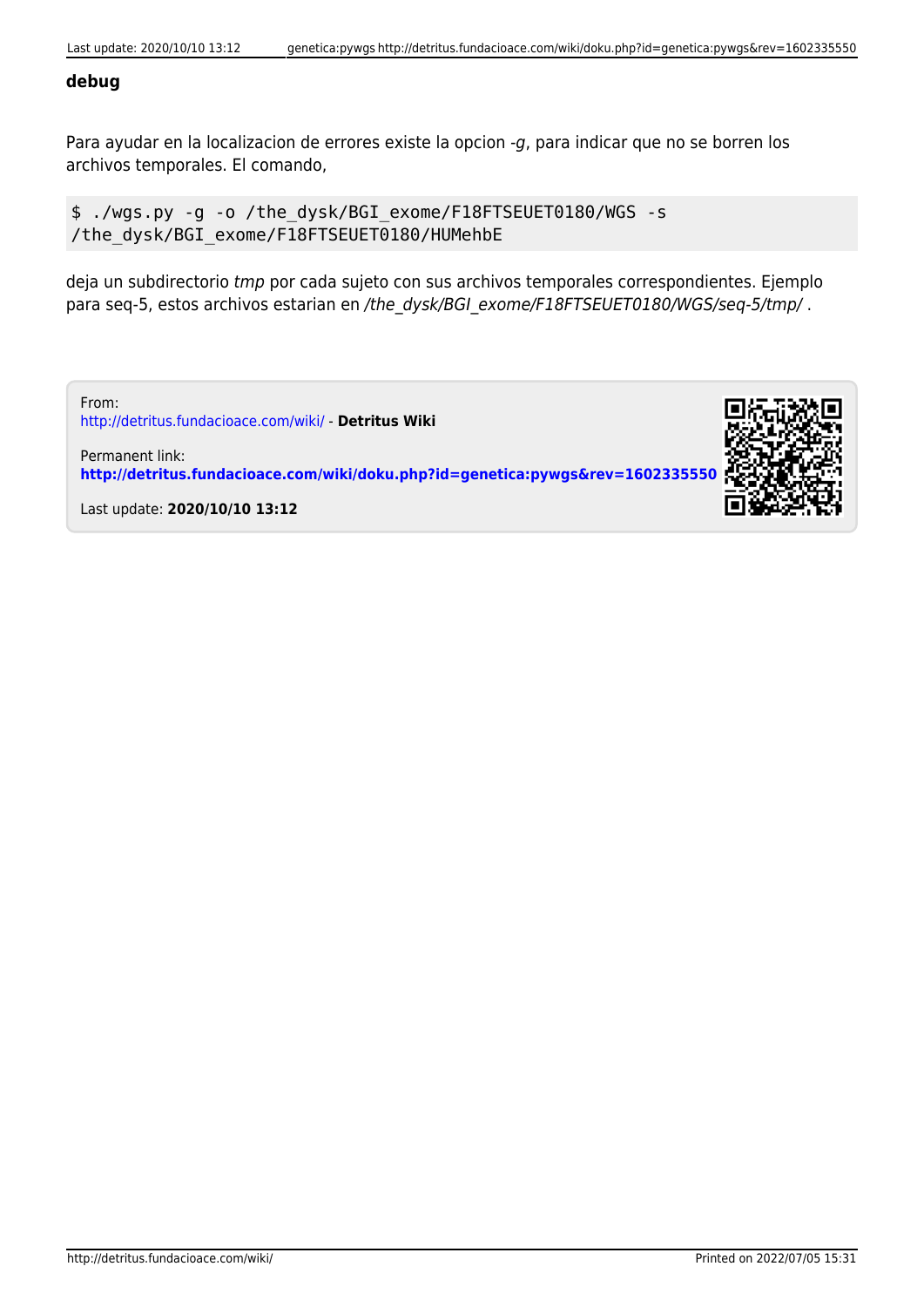### debug

Para ayudar en la localizacion de errores existe la opcion *-g*, para indicar que no se borren los archivos temporales. El comando,

```
$ ./wgs.py -g -o /the_dysk/BGI_exome/F18FTSEUET0180/WGS -s
/the_dysk/BGI_exome/F18FTSEUET0180/HUMehbE
```

deja un subdirectorio *tmp* por cada sujeto con sus archivos temporales correspondientes. Ejemplo para seq-5, estos archivos estarian en */the_dysk/BGI_exome/F18FTSEUET0180/WGS/seq-5/tmp/* .

From:
http://detritus.fundacioace.com/wiki/ - **Detritus Wiki**

Permanent link:
**http://detritus.fundacioace.com/wiki/doku.php?id=genetica:pywgs&rev=1602335550**

Last update: **2020/10/10 13:12**